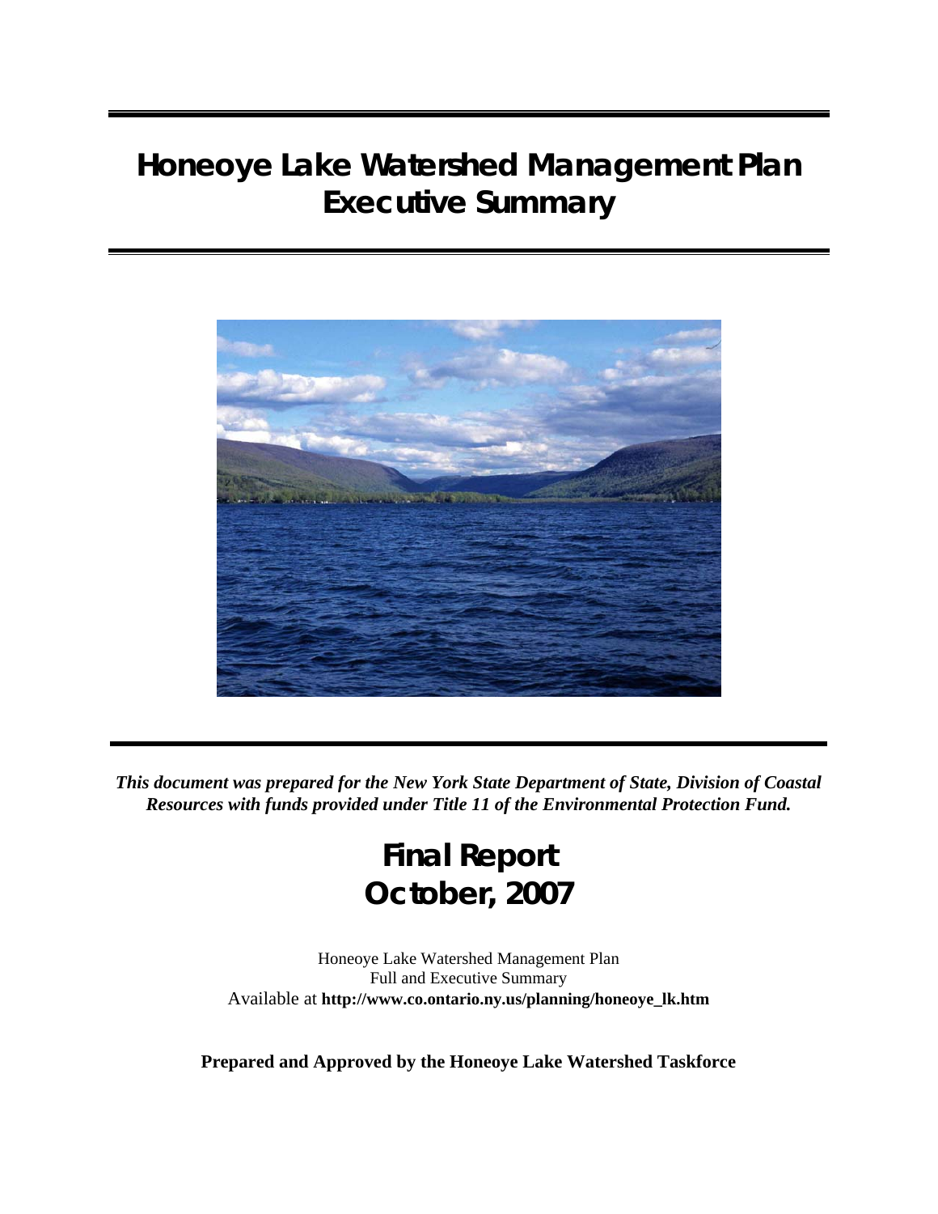# Honeoye Lake Watershed Management Plan Executive Summary

*This document was prepared for the New York State Department of State, Division of Coastal Resources with funds provided under Title 11 of the Environmental Protection Fund.*

## Final Report October, 2007

Honeoye Lake Watershed Management Plan
Full and Executive Summary
Available at **http://www.co.ontario.ny.us/planning/honeoye_lk.htm**

**Prepared and Approved by the Honeoye Lake Watershed Taskforce**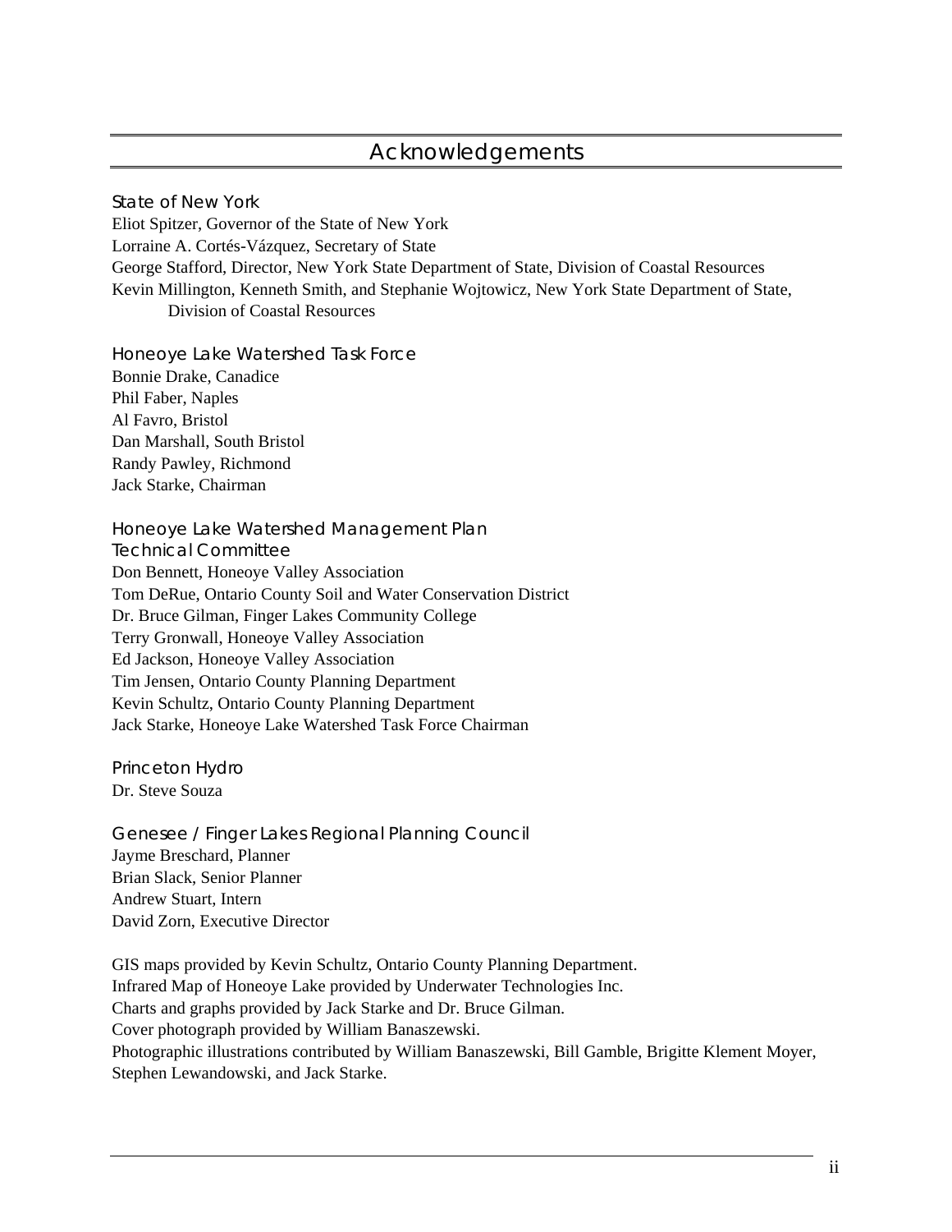# Acknowledgements

### State of New York

Eliot Spitzer, Governor of the State of New York
Lorraine A. Cortés-Vázquez, Secretary of State
George Stafford, Director, New York State Department of State, Division of Coastal Resources
Kevin Millington, Kenneth Smith, and Stephanie Wojtowicz, New York State Department of State, Division of Coastal Resources

### Honeoye Lake Watershed Task Force

Bonnie Drake, Canadice
Phil Faber, Naples
Al Favro, Bristol
Dan Marshall, South Bristol
Randy Pawley, Richmond
Jack Starke, Chairman

### Honeoye Lake Watershed Management Plan Technical Committee

Don Bennett, Honeoye Valley Association
Tom DeRue, Ontario County Soil and Water Conservation District
Dr. Bruce Gilman, Finger Lakes Community College
Terry Gronwall, Honeoye Valley Association
Ed Jackson, Honeoye Valley Association
Tim Jensen, Ontario County Planning Department
Kevin Schultz, Ontario County Planning Department
Jack Starke, Honeoye Lake Watershed Task Force Chairman

### Princeton Hydro

Dr. Steve Souza

### Genesee / Finger Lakes Regional Planning Council

Jayme Breschard, Planner
Brian Slack, Senior Planner
Andrew Stuart, Intern
David Zorn, Executive Director

GIS maps provided by Kevin Schultz, Ontario County Planning Department.
Infrared Map of Honeoye Lake provided by Underwater Technologies Inc.
Charts and graphs provided by Jack Starke and Dr. Bruce Gilman.
Cover photograph provided by William Banaszewski.
Photographic illustrations contributed by William Banaszewski, Bill Gamble, Brigitte Klement Moyer, Stephen Lewandowski, and Jack Starke.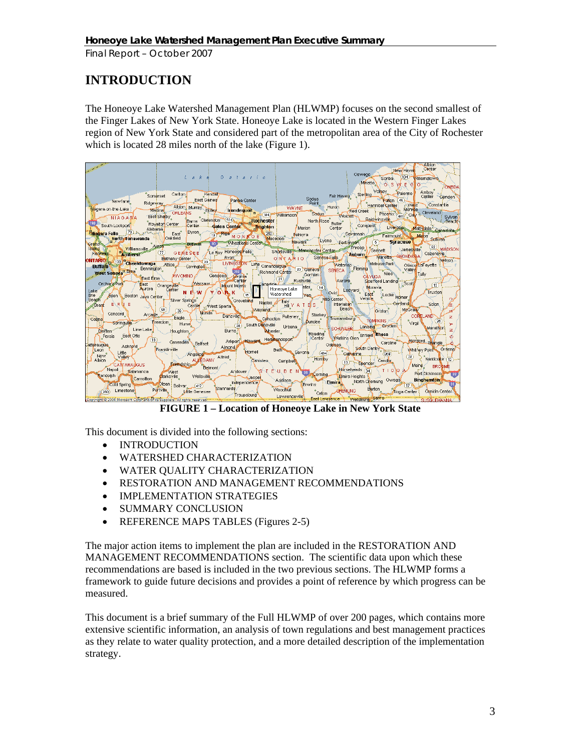# INTRODUCTION

The Honeoye Lake Watershed Management Plan (HLWMP) focuses on the second smallest of the Finger Lakes of New York State. Honeoye Lake is located in the Western Finger Lakes region of New York State and considered part of the metropolitan area of the City of Rochester which is located 28 miles north of the lake (Figure 1).

**FIGURE 1 – Location of Honeoye Lake in New York State**

This document is divided into the following sections:

- INTRODUCTION
- WATERSHED CHARACTERIZATION
- WATER QUALITY CHARACTERIZATION
- RESTORATION AND MANAGEMENT RECOMMENDATIONS
- IMPLEMENTATION STRATEGIES
- SUMMARY CONCLUSION
- REFERENCE MAPS TABLES (Figures 2-5)

The major action items to implement the plan are included in the RESTORATION AND MANAGEMENT RECOMMENDATIONS section. The scientific data upon which these recommendations are based is included in the two previous sections. The HLWMP forms a framework to guide future decisions and provides a point of reference by which progress can be measured.

This document is a brief summary of the Full HLWMP of over 200 pages, which contains more extensive scientific information, an analysis of town regulations and best management practices as they relate to water quality protection, and a more detailed description of the implementation strategy.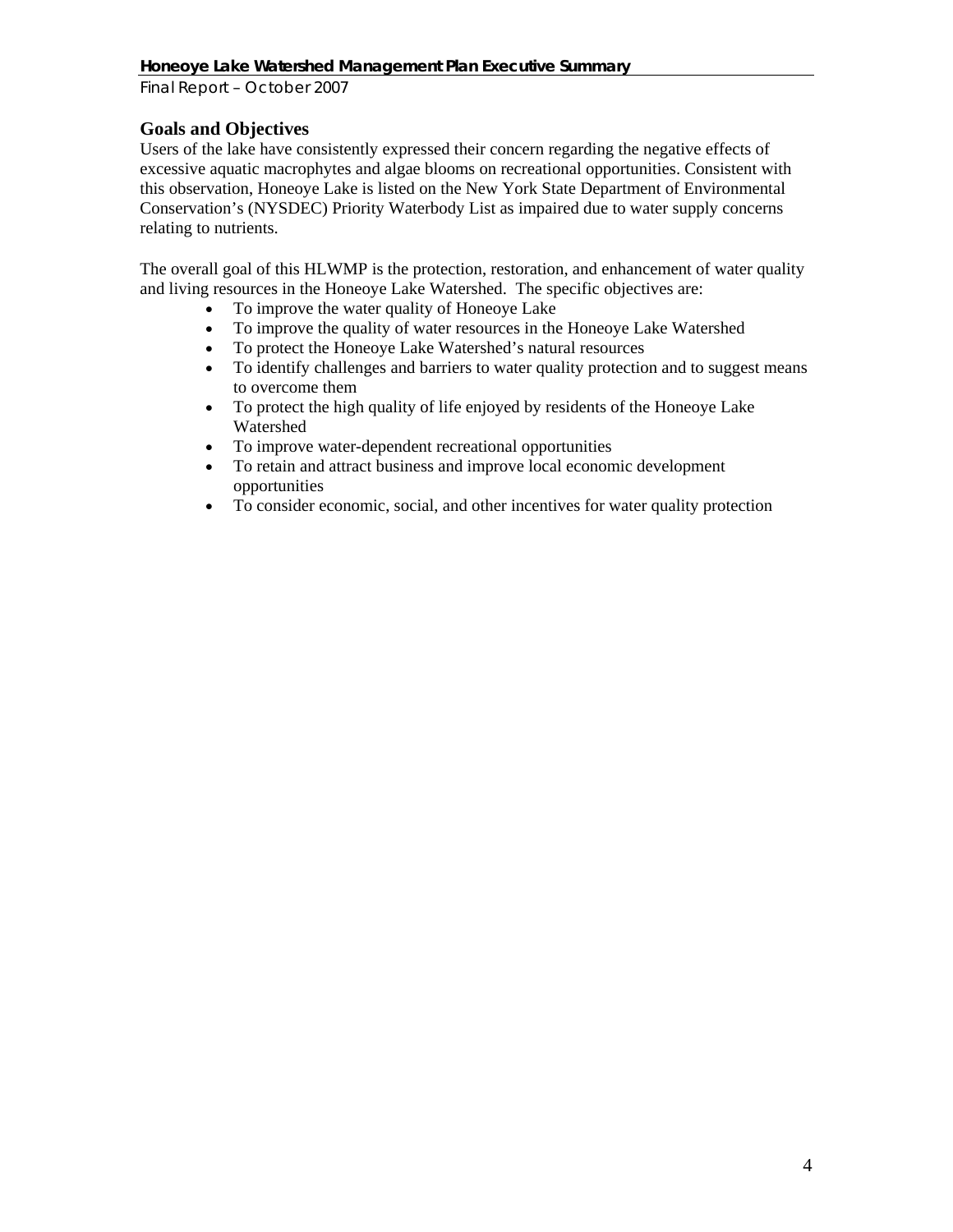## Goals and Objectives

Users of the lake have consistently expressed their concern regarding the negative effects of excessive aquatic macrophytes and algae blooms on recreational opportunities. Consistent with this observation, Honeoye Lake is listed on the New York State Department of Environmental Conservation's (NYSDEC) Priority Waterbody List as impaired due to water supply concerns relating to nutrients.

The overall goal of this HLWMP is the protection, restoration, and enhancement of water quality and living resources in the Honeoye Lake Watershed. The specific objectives are:

- To improve the water quality of Honeoye Lake
- To improve the quality of water resources in the Honeoye Lake Watershed
- To protect the Honeoye Lake Watershed's natural resources
- To identify challenges and barriers to water quality protection and to suggest means to overcome them
- To protect the high quality of life enjoyed by residents of the Honeoye Lake Watershed
- To improve water-dependent recreational opportunities
- To retain and attract business and improve local economic development opportunities
- To consider economic, social, and other incentives for water quality protection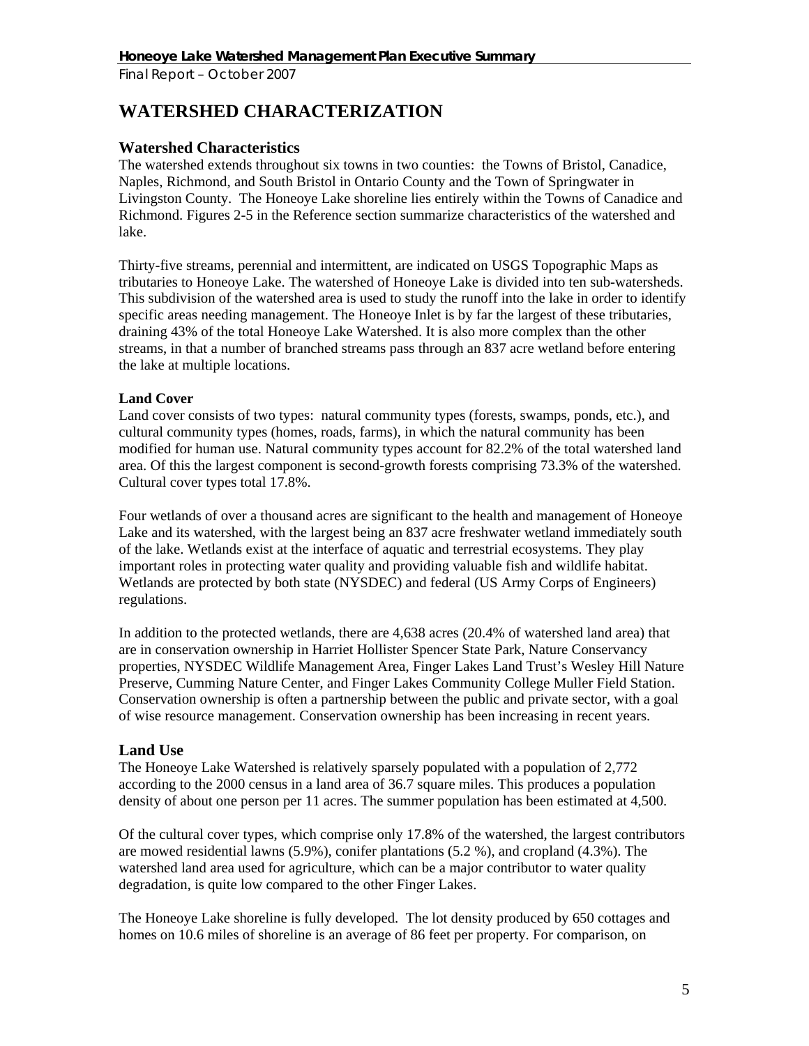# WATERSHED CHARACTERIZATION

## Watershed Characteristics

The watershed extends throughout six towns in two counties: the Towns of Bristol, Canadice, Naples, Richmond, and South Bristol in Ontario County and the Town of Springwater in Livingston County. The Honeoye Lake shoreline lies entirely within the Towns of Canadice and Richmond. Figures 2-5 in the Reference section summarize characteristics of the watershed and lake.

Thirty-five streams, perennial and intermittent, are indicated on USGS Topographic Maps as tributaries to Honeoye Lake. The watershed of Honeoye Lake is divided into ten sub-watersheds. This subdivision of the watershed area is used to study the runoff into the lake in order to identify specific areas needing management. The Honeoye Inlet is by far the largest of these tributaries, draining 43% of the total Honeoye Lake Watershed. It is also more complex than the other streams, in that a number of branched streams pass through an 837 acre wetland before entering the lake at multiple locations.

### Land Cover

Land cover consists of two types: natural community types (forests, swamps, ponds, etc.), and cultural community types (homes, roads, farms), in which the natural community has been modified for human use. Natural community types account for 82.2% of the total watershed land area. Of this the largest component is second-growth forests comprising 73.3% of the watershed. Cultural cover types total 17.8%.

Four wetlands of over a thousand acres are significant to the health and management of Honeoye Lake and its watershed, with the largest being an 837 acre freshwater wetland immediately south of the lake. Wetlands exist at the interface of aquatic and terrestrial ecosystems. They play important roles in protecting water quality and providing valuable fish and wildlife habitat. Wetlands are protected by both state (NYSDEC) and federal (US Army Corps of Engineers) regulations.

In addition to the protected wetlands, there are 4,638 acres (20.4% of watershed land area) that are in conservation ownership in Harriet Hollister Spencer State Park, Nature Conservancy properties, NYSDEC Wildlife Management Area, Finger Lakes Land Trust's Wesley Hill Nature Preserve, Cumming Nature Center, and Finger Lakes Community College Muller Field Station. Conservation ownership is often a partnership between the public and private sector, with a goal of wise resource management. Conservation ownership has been increasing in recent years.

## Land Use

The Honeoye Lake Watershed is relatively sparsely populated with a population of 2,772 according to the 2000 census in a land area of 36.7 square miles. This produces a population density of about one person per 11 acres. The summer population has been estimated at 4,500.

Of the cultural cover types, which comprise only 17.8% of the watershed, the largest contributors are mowed residential lawns (5.9%), conifer plantations (5.2 %), and cropland (4.3%). The watershed land area used for agriculture, which can be a major contributor to water quality degradation, is quite low compared to the other Finger Lakes.

The Honeoye Lake shoreline is fully developed. The lot density produced by 650 cottages and homes on 10.6 miles of shoreline is an average of 86 feet per property. For comparison, on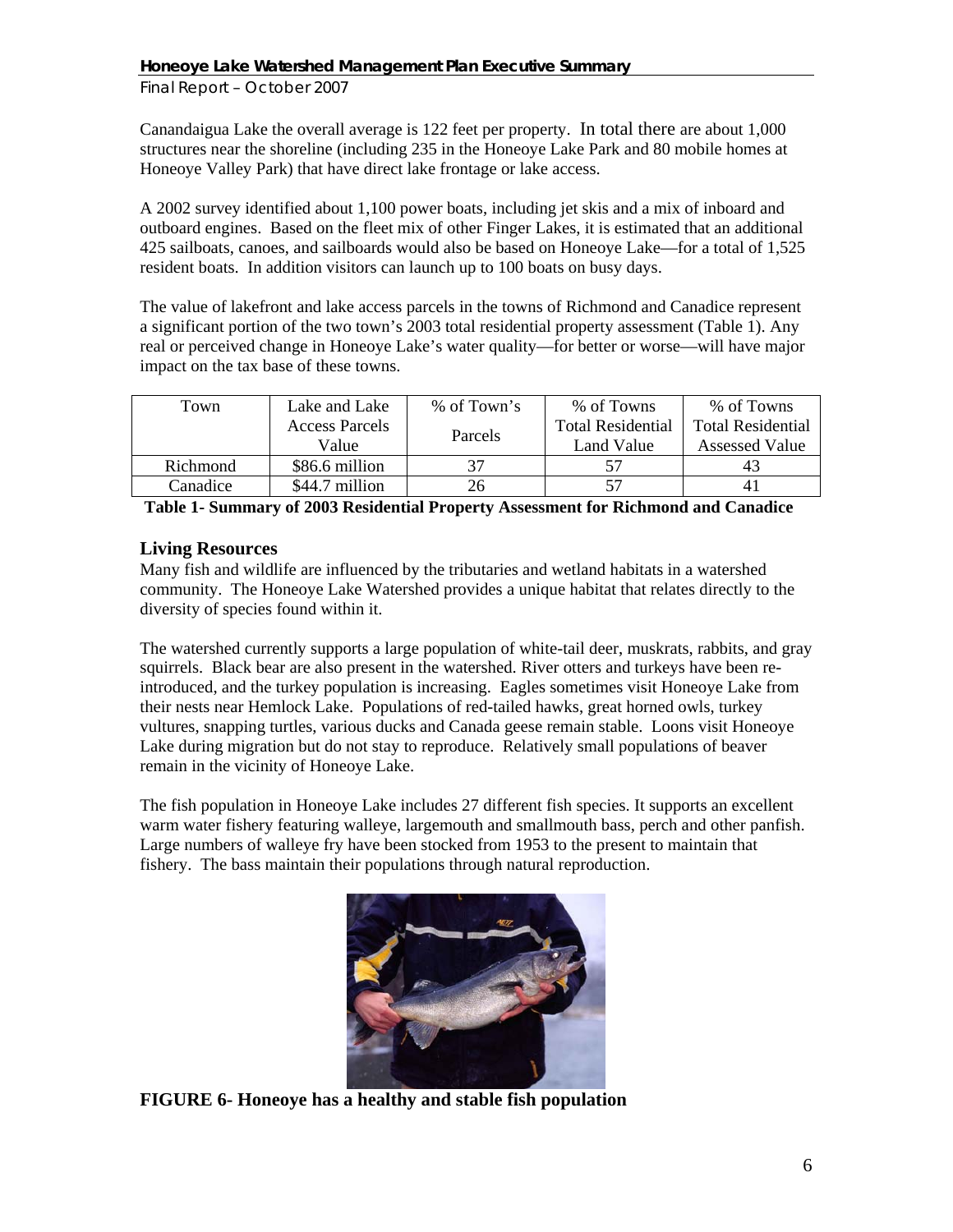Canandaigua Lake the overall average is 122 feet per property. In total there are about 1,000 structures near the shoreline (including 235 in the Honeoye Lake Park and 80 mobile homes at Honeoye Valley Park) that have direct lake frontage or lake access.

A 2002 survey identified about 1,100 power boats, including jet skis and a mix of inboard and outboard engines. Based on the fleet mix of other Finger Lakes, it is estimated that an additional 425 sailboats, canoes, and sailboards would also be based on Honeoye Lake—for a total of 1,525 resident boats. In addition visitors can launch up to 100 boats on busy days.

The value of lakefront and lake access parcels in the towns of Richmond and Canadice represent a significant portion of the two town's 2003 total residential property assessment (Table 1). Any real or perceived change in Honeoye Lake's water quality—for better or worse—will have major impact on the tax base of these towns.

| Town | Lake and Lake Access Parcels Value | % of Town's Parcels | % of Towns Total Residential Land Value | % of Towns Total Residential Assessed Value |
|---|---|---|---|---|
| Richmond | $86.6 million | 37 | 57 | 43 |
| Canadice | $44.7 million | 26 | 57 | 41 |

**Table 1- Summary of 2003 Residential Property Assessment for Richmond and Canadice**

## Living Resources

Many fish and wildlife are influenced by the tributaries and wetland habitats in a watershed community. The Honeoye Lake Watershed provides a unique habitat that relates directly to the diversity of species found within it.

The watershed currently supports a large population of white-tail deer, muskrats, rabbits, and gray squirrels. Black bear are also present in the watershed. River otters and turkeys have been re-introduced, and the turkey population is increasing. Eagles sometimes visit Honeoye Lake from their nests near Hemlock Lake. Populations of red-tailed hawks, great horned owls, turkey vultures, snapping turtles, various ducks and Canada geese remain stable. Loons visit Honeoye Lake during migration but do not stay to reproduce. Relatively small populations of beaver remain in the vicinity of Honeoye Lake.

The fish population in Honeoye Lake includes 27 different fish species. It supports an excellent warm water fishery featuring walleye, largemouth and smallmouth bass, perch and other panfish. Large numbers of walleye fry have been stocked from 1953 to the present to maintain that fishery. The bass maintain their populations through natural reproduction.

**FIGURE 6- Honeoye has a healthy and stable fish population**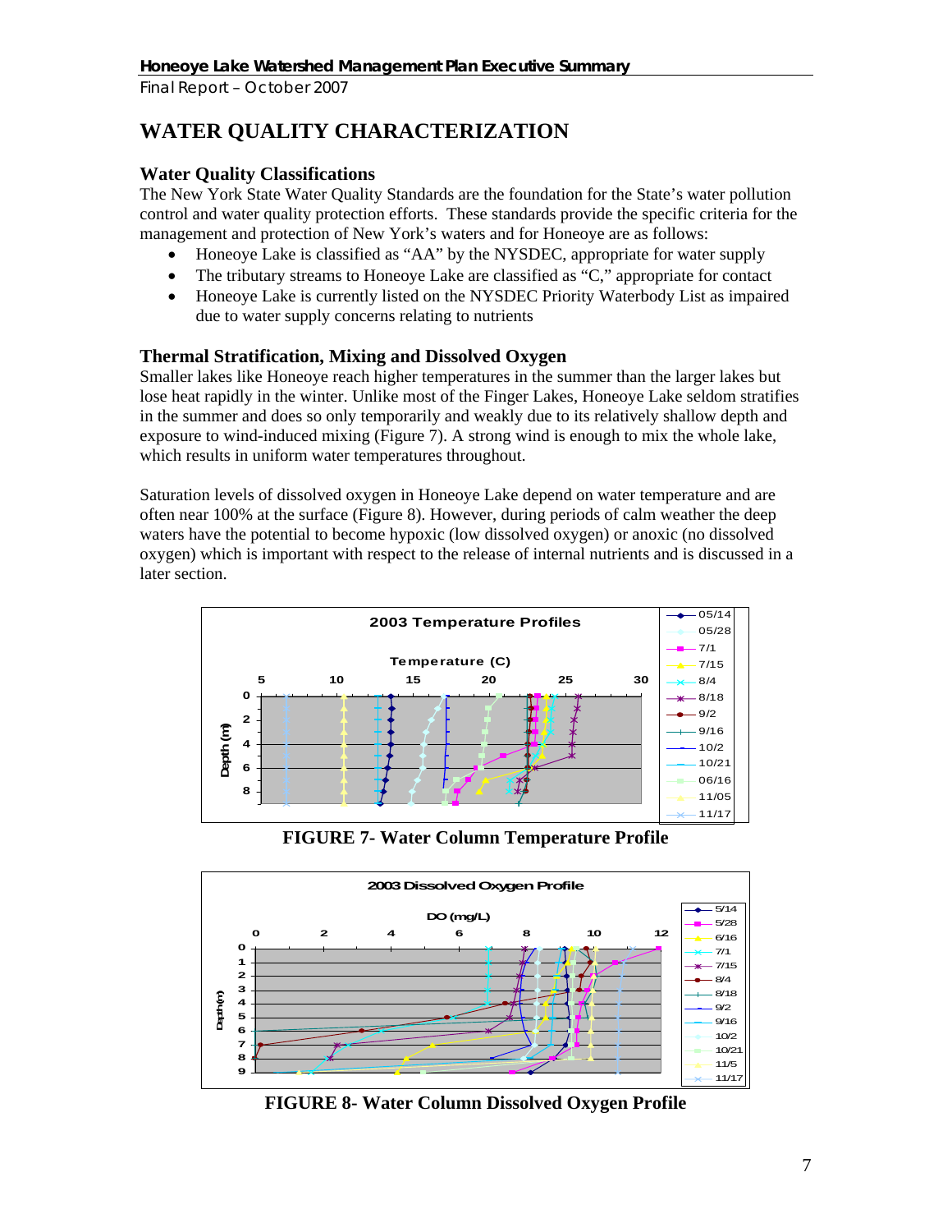# WATER QUALITY CHARACTERIZATION

## Water Quality Classifications

The New York State Water Quality Standards are the foundation for the State's water pollution control and water quality protection efforts. These standards provide the specific criteria for the management and protection of New York's waters and for Honeoye are as follows:

- Honeoye Lake is classified as "AA" by the NYSDEC, appropriate for water supply
- The tributary streams to Honeoye Lake are classified as "C," appropriate for contact
- Honeoye Lake is currently listed on the NYSDEC Priority Waterbody List as impaired due to water supply concerns relating to nutrients

## Thermal Stratification, Mixing and Dissolved Oxygen

Smaller lakes like Honeoye reach higher temperatures in the summer than the larger lakes but lose heat rapidly in the winter. Unlike most of the Finger Lakes, Honeoye Lake seldom stratifies in the summer and does so only temporarily and weakly due to its relatively shallow depth and exposure to wind-induced mixing (Figure 7). A strong wind is enough to mix the whole lake, which results in uniform water temperatures throughout.

Saturation levels of dissolved oxygen in Honeoye Lake depend on water temperature and are often near 100% at the surface (Figure 8). However, during periods of calm weather the deep waters have the potential to become hypoxic (low dissolved oxygen) or anoxic (no dissolved oxygen) which is important with respect to the release of internal nutrients and is discussed in a later section.

**FIGURE 7- Water Column Temperature Profile**

**FIGURE 8- Water Column Dissolved Oxygen Profile**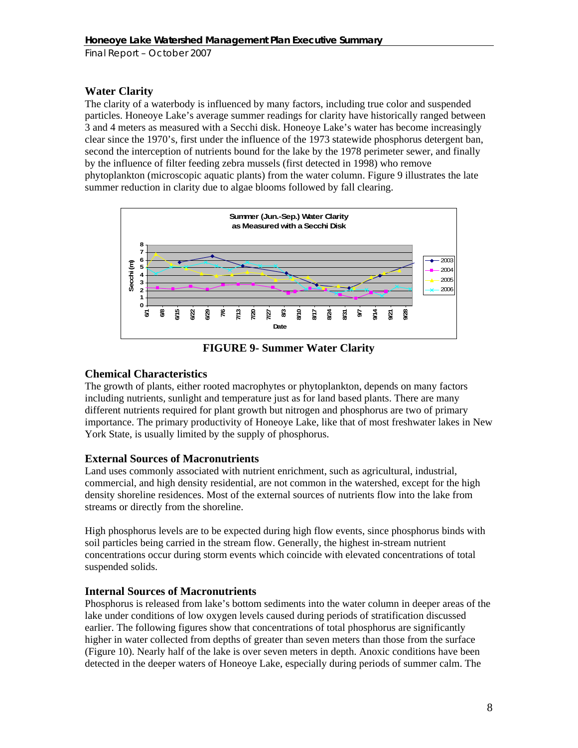## Water Clarity

The clarity of a waterbody is influenced by many factors, including true color and suspended particles. Honeoye Lake's average summer readings for clarity have historically ranged between 3 and 4 meters as measured with a Secchi disk. Honeoye Lake's water has become increasingly clear since the 1970's, first under the influence of the 1973 statewide phosphorus detergent ban, second the interception of nutrients bound for the lake by the 1978 perimeter sewer, and finally by the influence of filter feeding zebra mussels (first detected in 1998) who remove phytoplankton (microscopic aquatic plants) from the water column. Figure 9 illustrates the late summer reduction in clarity due to algae blooms followed by fall clearing.

**FIGURE 9- Summer Water Clarity**

## Chemical Characteristics

The growth of plants, either rooted macrophytes or phytoplankton, depends on many factors including nutrients, sunlight and temperature just as for land based plants. There are many different nutrients required for plant growth but nitrogen and phosphorus are two of primary importance. The primary productivity of Honeoye Lake, like that of most freshwater lakes in New York State, is usually limited by the supply of phosphorus.

## External Sources of Macronutrients

Land uses commonly associated with nutrient enrichment, such as agricultural, industrial, commercial, and high density residential, are not common in the watershed, except for the high density shoreline residences. Most of the external sources of nutrients flow into the lake from streams or directly from the shoreline.

High phosphorus levels are to be expected during high flow events, since phosphorus binds with soil particles being carried in the stream flow. Generally, the highest in-stream nutrient concentrations occur during storm events which coincide with elevated concentrations of total suspended solids.

## Internal Sources of Macronutrients

Phosphorus is released from lake's bottom sediments into the water column in deeper areas of the lake under conditions of low oxygen levels caused during periods of stratification discussed earlier. The following figures show that concentrations of total phosphorus are significantly higher in water collected from depths of greater than seven meters than those from the surface (Figure 10). Nearly half of the lake is over seven meters in depth. Anoxic conditions have been detected in the deeper waters of Honeoye Lake, especially during periods of summer calm. The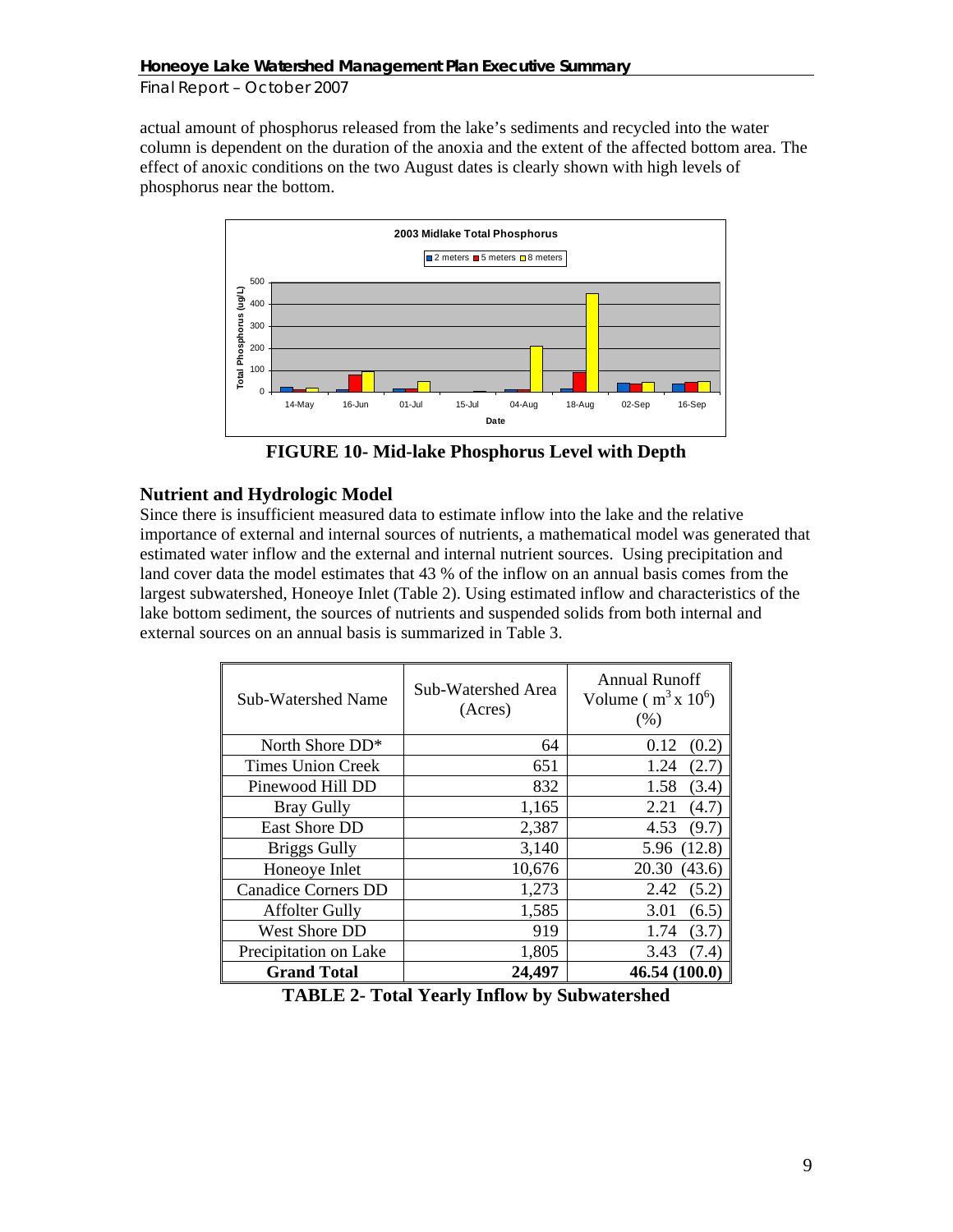actual amount of phosphorus released from the lake's sediments and recycled into the water column is dependent on the duration of the anoxia and the extent of the affected bottom area. The effect of anoxic conditions on the two August dates is clearly shown with high levels of phosphorus near the bottom.

**FIGURE 10- Mid-lake Phosphorus Level with Depth**

## Nutrient and Hydrologic Model

Since there is insufficient measured data to estimate inflow into the lake and the relative importance of external and internal sources of nutrients, a mathematical model was generated that estimated water inflow and the external and internal nutrient sources. Using precipitation and land cover data the model estimates that 43 % of the inflow on an annual basis comes from the largest subwatershed, Honeoye Inlet (Table 2). Using estimated inflow and characteristics of the lake bottom sediment, the sources of nutrients and suspended solids from both internal and external sources on an annual basis is summarized in Table 3.

| Sub-Watershed Name | Sub-Watershed Area (Acres) | Annual Runoff Volume ( $m^3 \times 10^6$) (%) |
|---|---|---|
| North Shore DD* | 64 | 0.12 (0.2) |
| Times Union Creek | 651 | 1.24 (2.7) |
| Pinewood Hill DD | 832 | 1.58 (3.4) |
| Bray Gully | 1,165 | 2.21 (4.7) |
| East Shore DD | 2,387 | 4.53 (9.7) |
| Briggs Gully | 3,140 | 5.96 (12.8) |
| Honeoye Inlet | 10,676 | 20.30 (43.6) |
| Canadice Corners DD | 1,273 | 2.42 (5.2) |
| Affolter Gully | 1,585 | 3.01 (6.5) |
| West Shore DD | 919 | 1.74 (3.7) |
| Precipitation on Lake | 1,805 | 3.43 (7.4) |
| **Grand Total** | **24,497** | **46.54 (100.0)** |

**TABLE 2- Total Yearly Inflow by Subwatershed**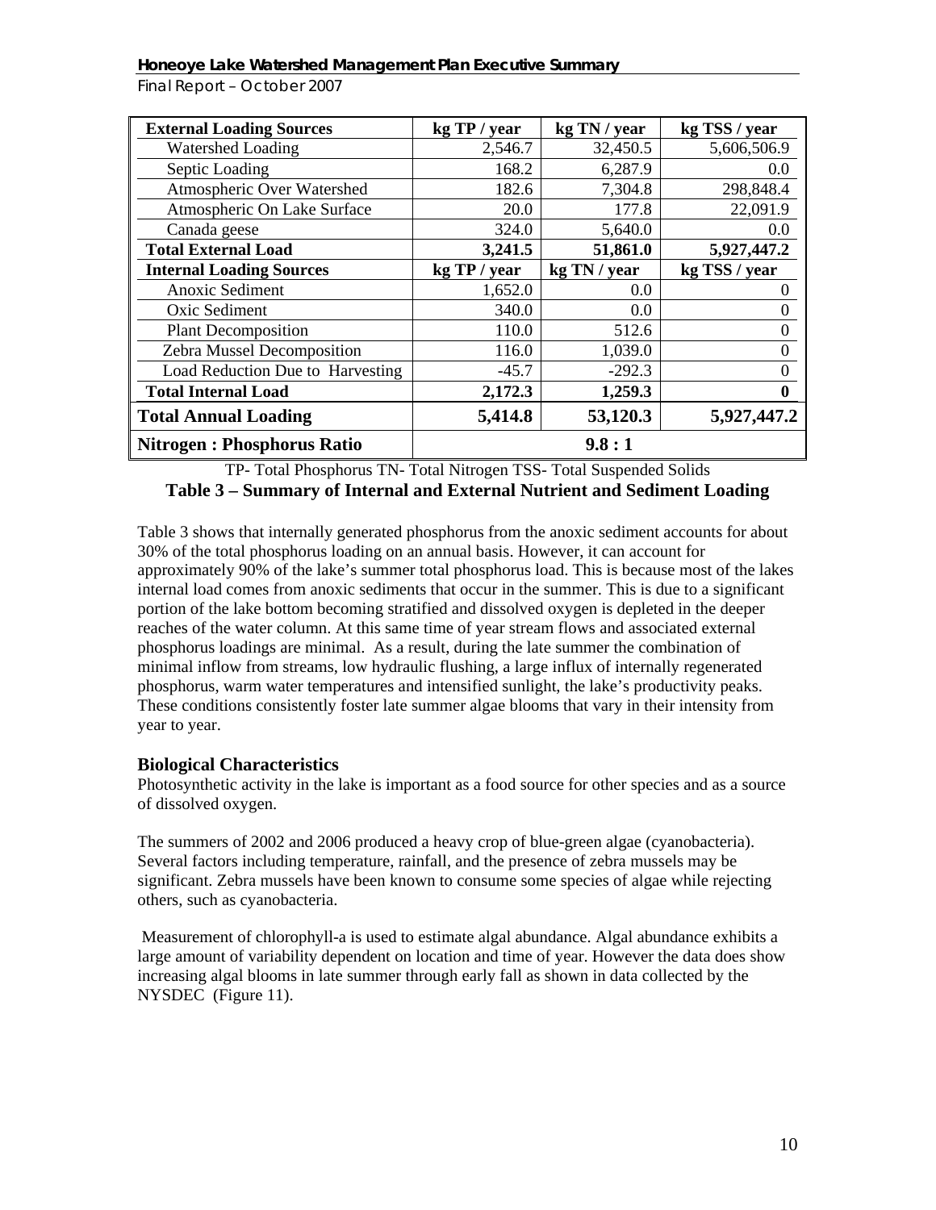| External Loading Sources | kg TP / year | kg TN / year | kg TSS / year |
| --- | --- | --- | --- |
| Watershed Loading | 2,546.7 | 32,450.5 | 5,606,506.9 |
| Septic Loading | 168.2 | 6,287.9 | 0.0 |
| Atmospheric Over Watershed | 182.6 | 7,304.8 | 298,848.4 |
| Atmospheric On Lake Surface | 20.0 | 177.8 | 22,091.9 |
| Canada geese | 324.0 | 5,640.0 | 0.0 |
| **Total External Load** | **3,241.5** | **51,861.0** | **5,927,447.2** |
| **Internal Loading Sources** | **kg TP / year** | **kg TN / year** | **kg TSS / year** |
| Anoxic Sediment | 1,652.0 | 0.0 | 0 |
| Oxic Sediment | 340.0 | 0.0 | 0 |
| Plant Decomposition | 110.0 | 512.6 | 0 |
| Zebra Mussel Decomposition | 116.0 | 1,039.0 | 0 |
| Load Reduction Due to Harvesting | -45.7 | -292.3 | 0 |
| **Total Internal Load** | **2,172.3** | **1,259.3** | **0** |
| **Total Annual Loading** | **5,414.8** | **53,120.3** | **5,927,447.2** |
| **Nitrogen : Phosphorus Ratio** | **9.8 : 1** | | |

TP- Total Phosphorus TN- Total Nitrogen TSS- Total Suspended Solids

**Table 3 – Summary of Internal and External Nutrient and Sediment Loading**

Table 3 shows that internally generated phosphorus from the anoxic sediment accounts for about 30% of the total phosphorus loading on an annual basis. However, it can account for approximately 90% of the lake's summer total phosphorus load. This is because most of the lakes internal load comes from anoxic sediments that occur in the summer. This is due to a significant portion of the lake bottom becoming stratified and dissolved oxygen is depleted in the deeper reaches of the water column. At this same time of year stream flows and associated external phosphorus loadings are minimal. As a result, during the late summer the combination of minimal inflow from streams, low hydraulic flushing, a large influx of internally regenerated phosphorus, warm water temperatures and intensified sunlight, the lake's productivity peaks. These conditions consistently foster late summer algae blooms that vary in their intensity from year to year.

### Biological Characteristics

Photosynthetic activity in the lake is important as a food source for other species and as a source of dissolved oxygen.

The summers of 2002 and 2006 produced a heavy crop of blue-green algae (cyanobacteria). Several factors including temperature, rainfall, and the presence of zebra mussels may be significant. Zebra mussels have been known to consume some species of algae while rejecting others, such as cyanobacteria.

Measurement of chlorophyll-a is used to estimate algal abundance. Algal abundance exhibits a large amount of variability dependent on location and time of year. However the data does show increasing algal blooms in late summer through early fall as shown in data collected by the NYSDEC (Figure 11).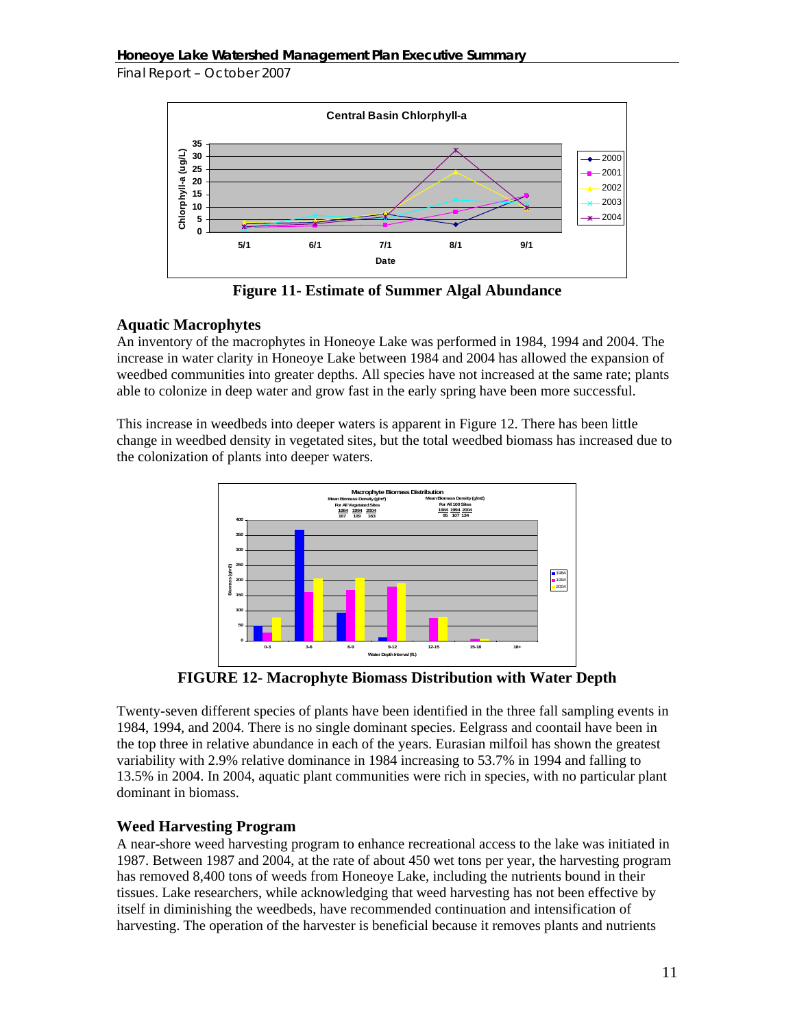Figure 11- Estimate of Summer Algal Abundance

## Aquatic Macrophytes

An inventory of the macrophytes in Honeoye Lake was performed in 1984, 1994 and 2004. The increase in water clarity in Honeoye Lake between 1984 and 2004 has allowed the expansion of weedbed communities into greater depths. All species have not increased at the same rate; plants able to colonize in deep water and grow fast in the early spring have been more successful.

This increase in weedbeds into deeper waters is apparent in Figure 12. There has been little change in weedbed density in vegetated sites, but the total weedbed biomass has increased due to the colonization of plants into deeper waters.

FIGURE 12- Macrophyte Biomass Distribution with Water Depth

Twenty-seven different species of plants have been identified in the three fall sampling events in 1984, 1994, and 2004. There is no single dominant species. Eelgrass and coontail have been in the top three in relative abundance in each of the years. Eurasian milfoil has shown the greatest variability with 2.9% relative dominance in 1984 increasing to 53.7% in 1994 and falling to 13.5% in 2004. In 2004, aquatic plant communities were rich in species, with no particular plant dominant in biomass.

## Weed Harvesting Program

A near-shore weed harvesting program to enhance recreational access to the lake was initiated in 1987. Between 1987 and 2004, at the rate of about 450 wet tons per year, the harvesting program has removed 8,400 tons of weeds from Honeoye Lake, including the nutrients bound in their tissues. Lake researchers, while acknowledging that weed harvesting has not been effective by itself in diminishing the weedbeds, have recommended continuation and intensification of harvesting. The operation of the harvester is beneficial because it removes plants and nutrients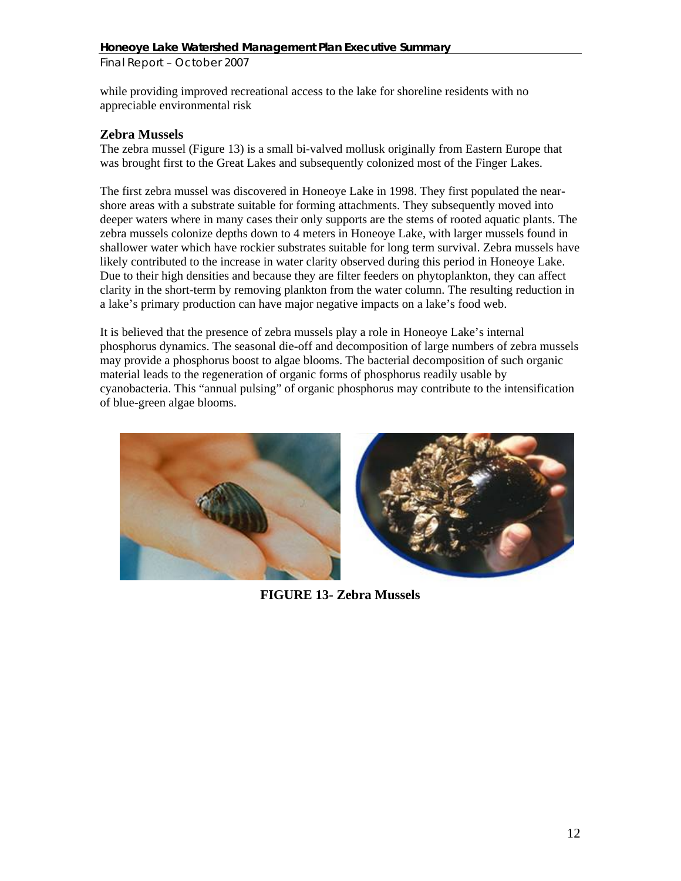while providing improved recreational access to the lake for shoreline residents with no appreciable environmental risk

## Zebra Mussels

The zebra mussel (Figure 13) is a small bi-valved mollusk originally from Eastern Europe that was brought first to the Great Lakes and subsequently colonized most of the Finger Lakes.

The first zebra mussel was discovered in Honeoye Lake in 1998. They first populated the near-shore areas with a substrate suitable for forming attachments. They subsequently moved into deeper waters where in many cases their only supports are the stems of rooted aquatic plants. The zebra mussels colonize depths down to 4 meters in Honeoye Lake, with larger mussels found in shallower water which have rockier substrates suitable for long term survival. Zebra mussels have likely contributed to the increase in water clarity observed during this period in Honeoye Lake. Due to their high densities and because they are filter feeders on phytoplankton, they can affect clarity in the short-term by removing plankton from the water column. The resulting reduction in a lake's primary production can have major negative impacts on a lake's food web.

It is believed that the presence of zebra mussels play a role in Honeoye Lake's internal phosphorus dynamics. The seasonal die-off and decomposition of large numbers of zebra mussels may provide a phosphorus boost to algae blooms. The bacterial decomposition of such organic material leads to the regeneration of organic forms of phosphorus readily usable by cyanobacteria. This "annual pulsing" of organic phosphorus may contribute to the intensification of blue-green algae blooms.

**FIGURE 13- Zebra Mussels**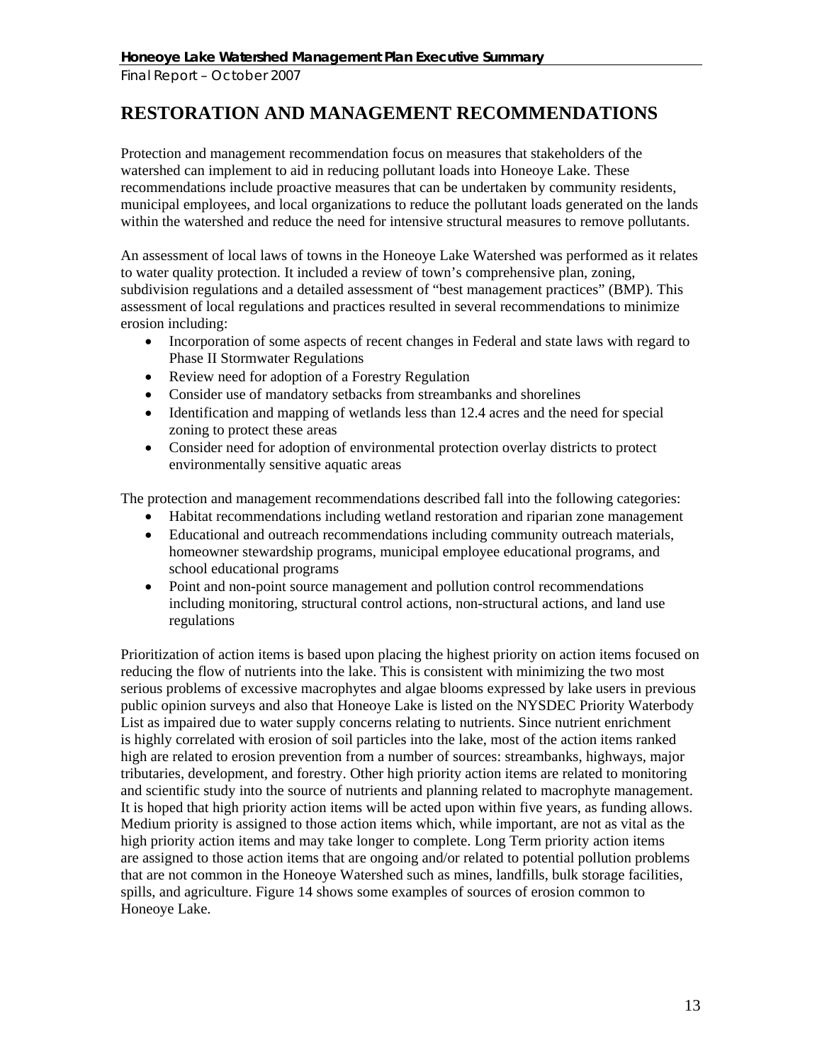# RESTORATION AND MANAGEMENT RECOMMENDATIONS

Protection and management recommendation focus on measures that stakeholders of the watershed can implement to aid in reducing pollutant loads into Honeoye Lake. These recommendations include proactive measures that can be undertaken by community residents, municipal employees, and local organizations to reduce the pollutant loads generated on the lands within the watershed and reduce the need for intensive structural measures to remove pollutants.

An assessment of local laws of towns in the Honeoye Lake Watershed was performed as it relates to water quality protection. It included a review of town's comprehensive plan, zoning, subdivision regulations and a detailed assessment of "best management practices" (BMP). This assessment of local regulations and practices resulted in several recommendations to minimize erosion including:

- Incorporation of some aspects of recent changes in Federal and state laws with regard to Phase II Stormwater Regulations
- Review need for adoption of a Forestry Regulation
- Consider use of mandatory setbacks from streambanks and shorelines
- Identification and mapping of wetlands less than 12.4 acres and the need for special zoning to protect these areas
- Consider need for adoption of environmental protection overlay districts to protect environmentally sensitive aquatic areas

The protection and management recommendations described fall into the following categories:

- Habitat recommendations including wetland restoration and riparian zone management
- Educational and outreach recommendations including community outreach materials, homeowner stewardship programs, municipal employee educational programs, and school educational programs
- Point and non-point source management and pollution control recommendations including monitoring, structural control actions, non-structural actions, and land use regulations

Prioritization of action items is based upon placing the highest priority on action items focused on reducing the flow of nutrients into the lake. This is consistent with minimizing the two most serious problems of excessive macrophytes and algae blooms expressed by lake users in previous public opinion surveys and also that Honeoye Lake is listed on the NYSDEC Priority Waterbody List as impaired due to water supply concerns relating to nutrients. Since nutrient enrichment is highly correlated with erosion of soil particles into the lake, most of the action items ranked high are related to erosion prevention from a number of sources: streambanks, highways, major tributaries, development, and forestry. Other high priority action items are related to monitoring and scientific study into the source of nutrients and planning related to macrophyte management. It is hoped that high priority action items will be acted upon within five years, as funding allows. Medium priority is assigned to those action items which, while important, are not as vital as the high priority action items and may take longer to complete. Long Term priority action items are assigned to those action items that are ongoing and/or related to potential pollution problems that are not common in the Honeoye Watershed such as mines, landfills, bulk storage facilities, spills, and agriculture. Figure 14 shows some examples of sources of erosion common to Honeoye Lake.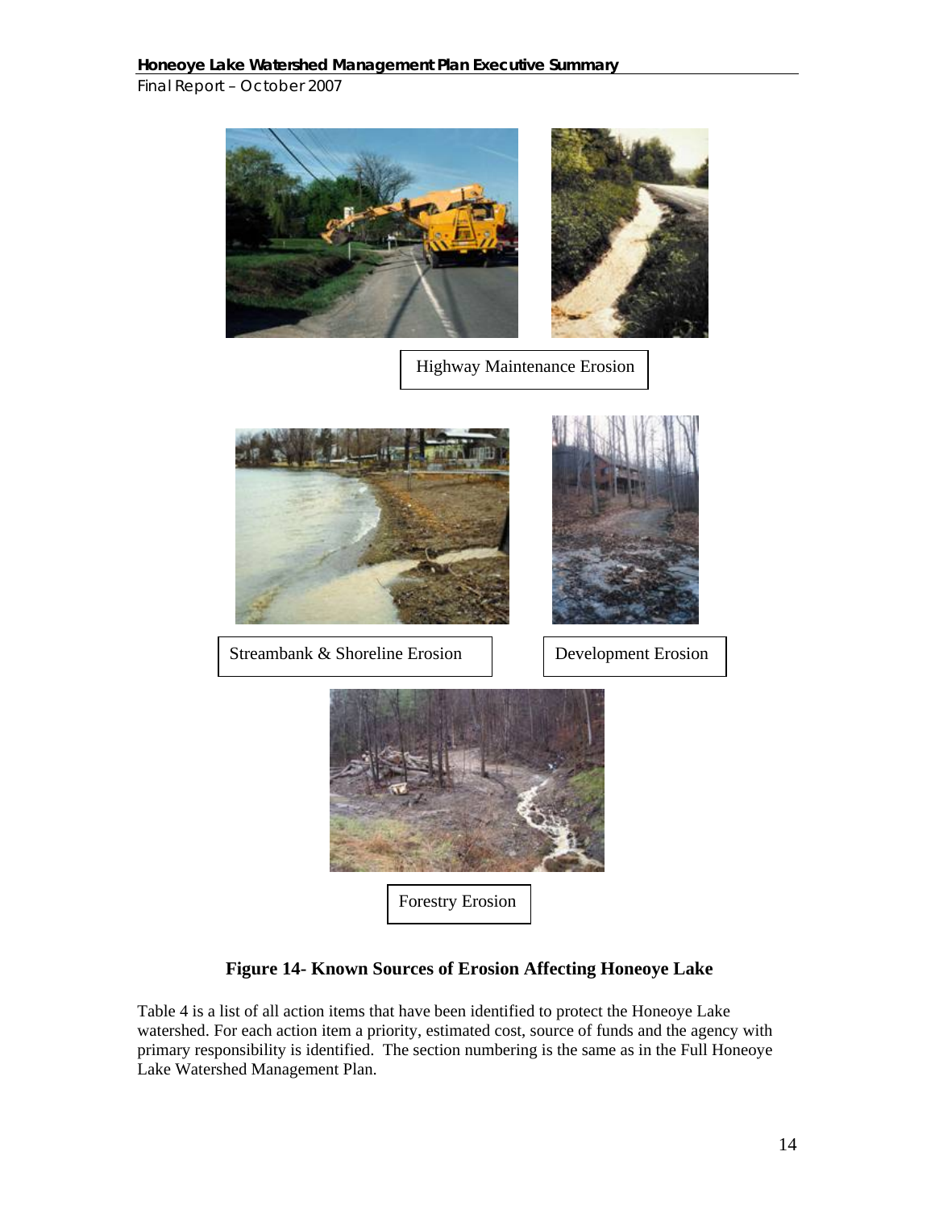Highway Maintenance Erosion

Streambank & Shoreline Erosion

Development Erosion

Forestry Erosion

**Figure 14- Known Sources of Erosion Affecting Honeoye Lake**

Table 4 is a list of all action items that have been identified to protect the Honeoye Lake watershed. For each action item a priority, estimated cost, source of funds and the agency with primary responsibility is identified. The section numbering is the same as in the Full Honeoye Lake Watershed Management Plan.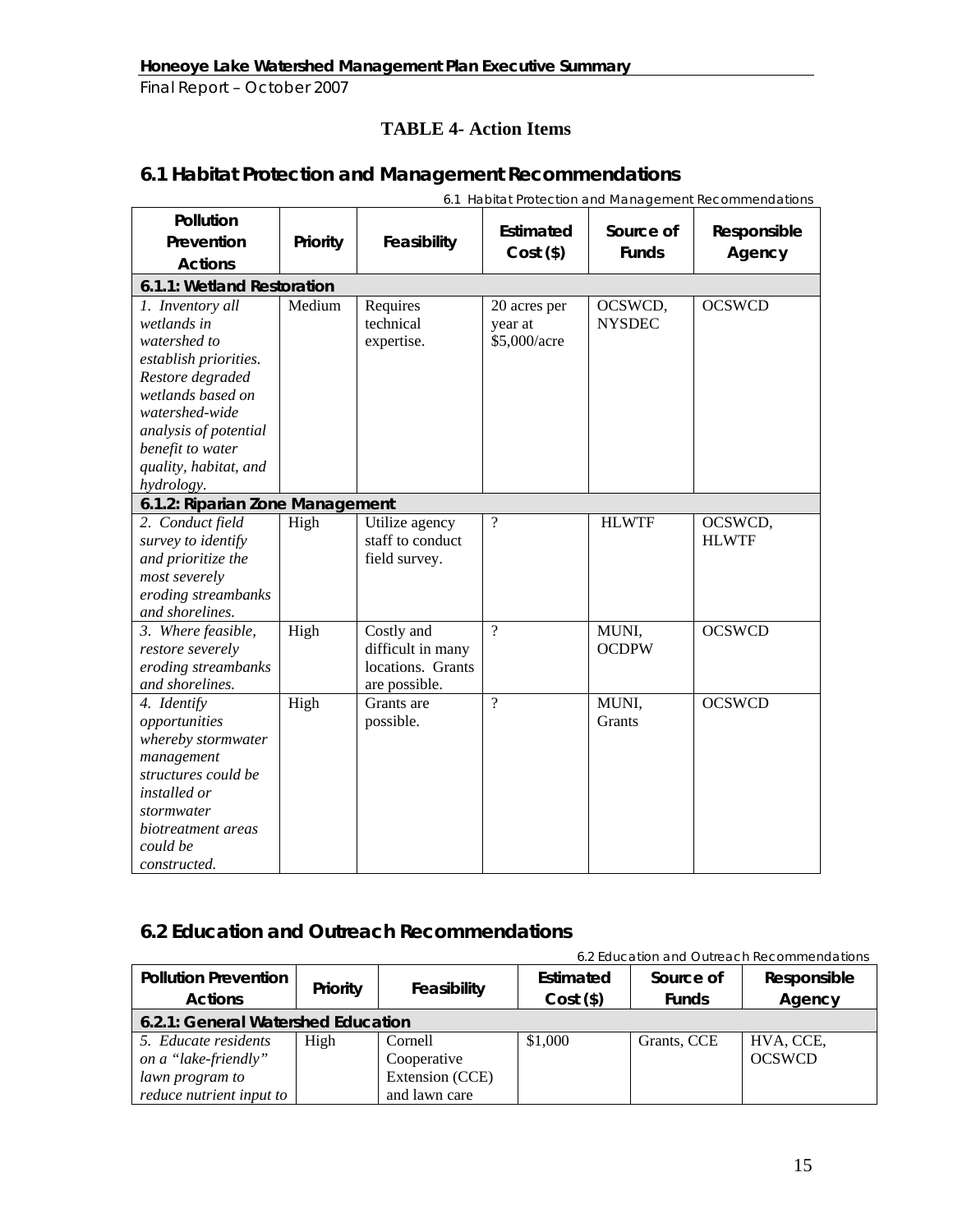**TABLE 4- Action Items**

## 6.1 Habitat Protection and Management Recommendations

6.1 Habitat Protection and Management Recommendations

| Pollution Prevention Actions | Priority | Feasibility | Estimated Cost ($) | Source of Funds | Responsible Agency |
|---|---|---|---|---|---|
| **6.1.1: Wetland Restoration** | | | | | |
| *1. Inventory all wetlands in watershed to establish priorities. Restore degraded wetlands based on watershed-wide analysis of potential benefit to water quality, habitat, and hydrology.* | Medium | Requires technical expertise. | 20 acres per year at $5,000/acre | OCSWCD, NYSDEC | OCSWCD |
| **6.1.2: Riparian Zone Management** | | | | | |
| *2. Conduct field survey to identify and prioritize the most severely eroding streambanks and shorelines.* | High | Utilize agency staff to conduct field survey. | ? | HLWTF | OCSWCD, HLWTF |
| *3. Where feasible, restore severely eroding streambanks and shorelines.* | High | Costly and difficult in many locations. Grants are possible. | ? | MUNI, OCDPW | OCSWCD |
| *4. Identify opportunities whereby stormwater management structures could be installed or stormwater biotreatment areas could be constructed.* | High | Grants are possible. | ? | MUNI, Grants | OCSWCD |

## 6.2 Education and Outreach Recommendations

6.2 Education and Outreach Recommendations

| Pollution Prevention Actions | Priority | Feasibility | Estimated Cost ($) | Source of Funds | Responsible Agency |
|---|---|---|---|---|---|
| **6.2.1: General Watershed Education** | | | | | |
| *5. Educate residents on a "lake-friendly" lawn program to reduce nutrient input to* | High | Cornell Cooperative Extension (CCE) and lawn care | $1,000 | Grants, CCE | HVA, CCE, OCSWCD |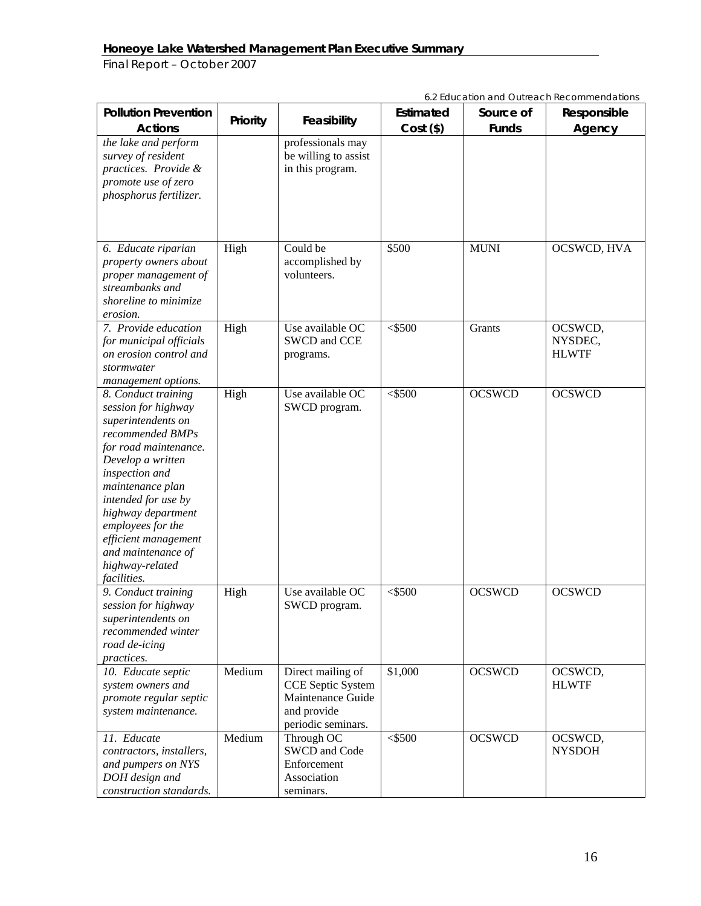6.2 Education and Outreach Recommendations

| Pollution Prevention Actions | Priority | Feasibility | Estimated Cost ($) | Source of Funds | Responsible Agency |
|---|---|---|---|---|---|
| *the lake and perform survey of resident practices. Provide & promote use of zero phosphorus fertilizer.* | | professionals may be willing to assist in this program. | | | |
| *6. Educate riparian property owners about proper management of streambanks and shoreline to minimize erosion.* | High | Could be accomplished by volunteers. | $500 | MUNI | OCSWCD, HVA |
| *7. Provide education for municipal officials on erosion control and stormwater management options.* | High | Use available OC SWCD and CCE programs. | <$500 | Grants | OCSWCD, NYSDEC, HLWTF |
| *8. Conduct training session for highway superintendents on recommended BMPs for road maintenance. Develop a written inspection and maintenance plan intended for use by highway department employees for the efficient management and maintenance of highway-related facilities.* | High | Use available OC SWCD program. | <$500 | OCSWCD | OCSWCD |
| *9. Conduct training session for highway superintendents on recommended winter road de-icing practices.* | High | Use available OC SWCD program. | <$500 | OCSWCD | OCSWCD |
| *10. Educate septic system owners and promote regular septic system maintenance.* | Medium | Direct mailing of CCE Septic System Maintenance Guide and provide periodic seminars. | $1,000 | OCSWCD | OCSWCD, HLWTF |
| *11. Educate contractors, installers, and pumpers on NYS DOH design and construction standards.* | Medium | Through OC SWCD and Code Enforcement Association seminars. | <$500 | OCSWCD | OCSWCD, NYSDOH |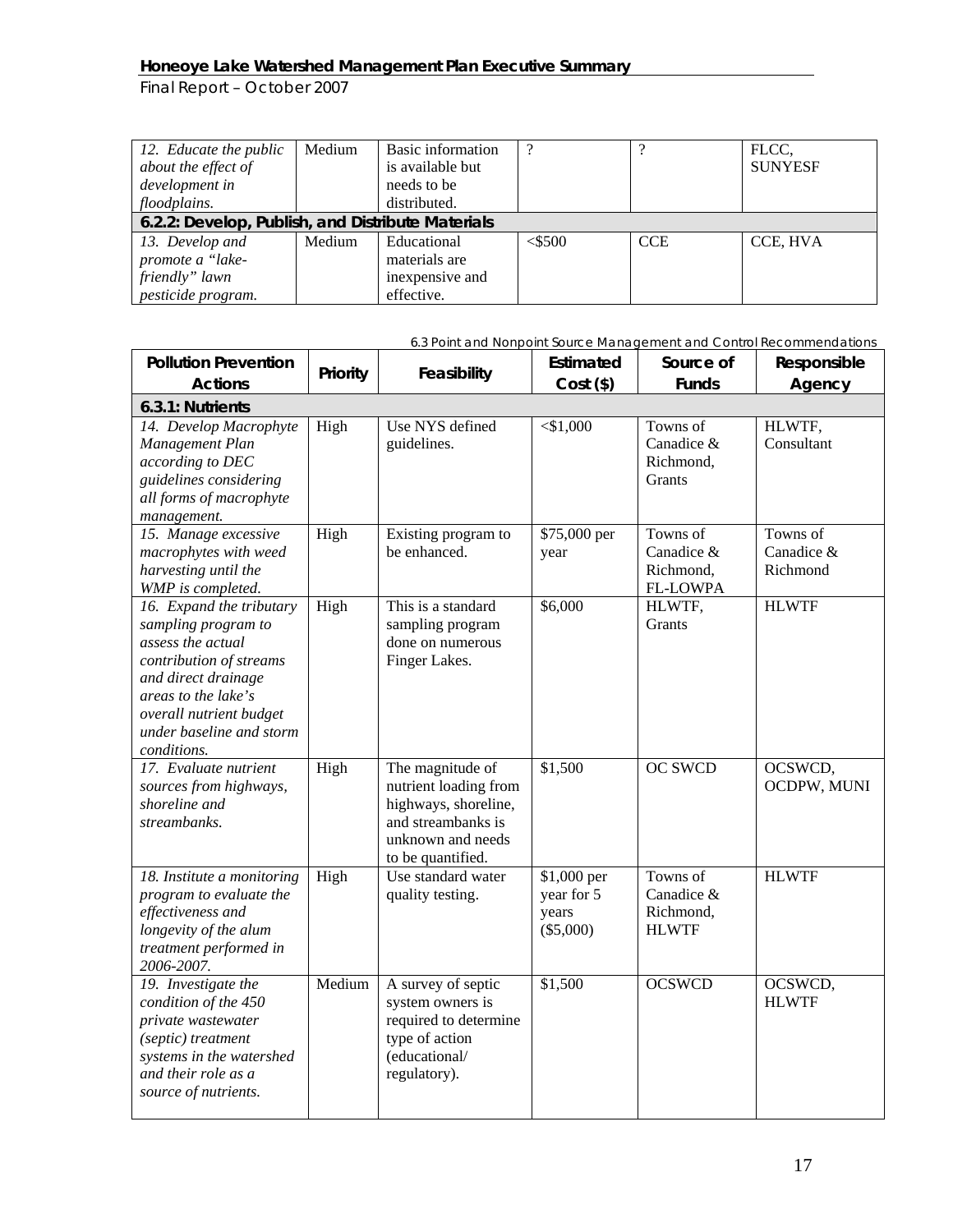| | | | | | |
|---|---|---|---|---|---|
| *12. Educate the public about the effect of development in floodplains.* | Medium | Basic information is available but needs to be distributed. | ? | ? | FLCC, SUNYESF |
| **6.2.2: Develop, Publish, and Distribute Materials** | | | | | |
| *13. Develop and promote a "lake-friendly" lawn pesticide program.* | Medium | Educational materials are inexpensive and effective. | <$500 | CCE | CCE, HVA |

6.3 Point and Nonpoint Source Management and Control Recommendations

| Pollution Prevention Actions | Priority | Feasibility | Estimated Cost ($) | Source of Funds | Responsible Agency |
|---|---|---|---|---|---|
| **6.3.1: Nutrients** | | | | | |
| *14. Develop Macrophyte Management Plan according to DEC guidelines considering all forms of macrophyte management.* | High | Use NYS defined guidelines. | <$1,000 | Towns of Canadice & Richmond, Grants | HLWTF, Consultant |
| *15. Manage excessive macrophytes with weed harvesting until the WMP is completed.* | High | Existing program to be enhanced. | $75,000 per year | Towns of Canadice & Richmond, FL-LOWPA | Towns of Canadice & Richmond |
| *16. Expand the tributary sampling program to assess the actual contribution of streams and direct drainage areas to the lake's overall nutrient budget under baseline and storm conditions.* | High | This is a standard sampling program done on numerous Finger Lakes. | $6,000 | HLWTF, Grants | HLWTF |
| *17. Evaluate nutrient sources from highways, shoreline and streambanks.* | High | The magnitude of nutrient loading from highways, shoreline, and streambanks is unknown and needs to be quantified. | $1,500 | OC SWCD | OCSWCD, OCDPW, MUNI |
| *18. Institute a monitoring program to evaluate the effectiveness and longevity of the alum treatment performed in 2006-2007.* | High | Use standard water quality testing. | $1,000 per year for 5 years ($5,000) | Towns of Canadice & Richmond, HLWTF | HLWTF |
| *19. Investigate the condition of the 450 private wastewater (septic) treatment systems in the watershed and their role as a source of nutrients.* | Medium | A survey of septic system owners is required to determine type of action (educational/ regulatory). | $1,500 | OCSWCD | OCSWCD, HLWTF |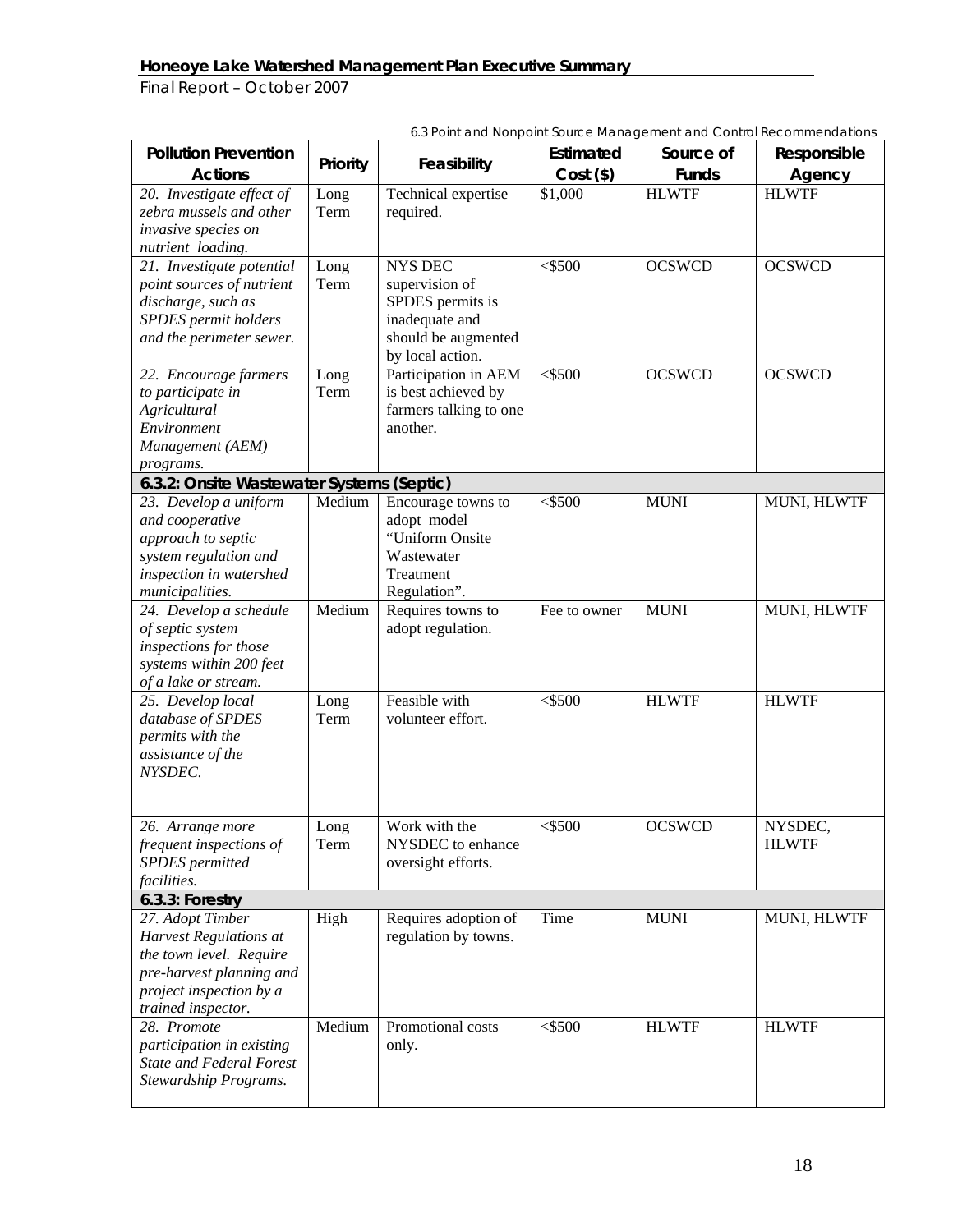6.3 Point and Nonpoint Source Management and Control Recommendations

| Pollution Prevention Actions | Priority | Feasibility | Estimated Cost ($) | Source of Funds | Responsible Agency |
|---|---|---|---|---|---|
| *20. Investigate effect of zebra mussels and other invasive species on nutrient loading.* | Long Term | Technical expertise required. | $1,000 | HLWTF | HLWTF |
| *21. Investigate potential point sources of nutrient discharge, such as SPDES permit holders and the perimeter sewer.* | Long Term | NYS DEC supervision of SPDES permits is inadequate and should be augmented by local action. | <$500 | OCSWCD | OCSWCD |
| *22. Encourage farmers to participate in Agricultural Environment Management (AEM) programs.* | Long Term | Participation in AEM is best achieved by farmers talking to one another. | <$500 | OCSWCD | OCSWCD |
| **6.3.2: Onsite Wastewater Systems (Septic)** | | | | | |
| *23. Develop a uniform and cooperative approach to septic system regulation and inspection in watershed municipalities.* | Medium | Encourage towns to adopt model "Uniform Onsite Wastewater Treatment Regulation". | <$500 | MUNI | MUNI, HLWTF |
| *24. Develop a schedule of septic system inspections for those systems within 200 feet of a lake or stream.* | Medium | Requires towns to adopt regulation. | Fee to owner | MUNI | MUNI, HLWTF |
| *25. Develop local database of SPDES permits with the assistance of the NYSDEC.* | Long Term | Feasible with volunteer effort. | <$500 | HLWTF | HLWTF |
| *26. Arrange more frequent inspections of SPDES permitted facilities.* | Long Term | Work with the NYSDEC to enhance oversight efforts. | <$500 | OCSWCD | NYSDEC, HLWTF |
| **6.3.3: Forestry** | | | | | |
| *27. Adopt Timber Harvest Regulations at the town level. Require pre-harvest planning and project inspection by a trained inspector.* | High | Requires adoption of regulation by towns. | Time | MUNI | MUNI, HLWTF |
| *28. Promote participation in existing State and Federal Forest Stewardship Programs.* | Medium | Promotional costs only. | <$500 | HLWTF | HLWTF |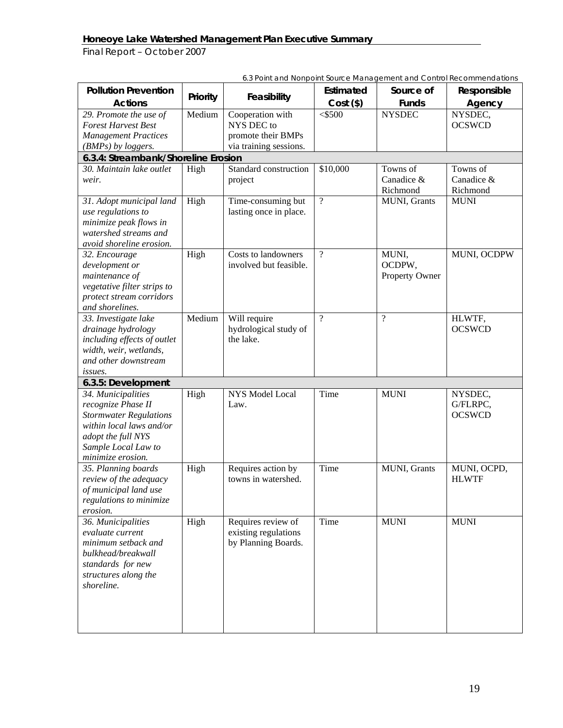6.3 Point and Nonpoint Source Management and Control Recommendations

| Pollution Prevention Actions | Priority | Feasibility | Estimated Cost ($) | Source of Funds | Responsible Agency |
|---|---|---|---|---|---|
| *29. Promote the use of Forest Harvest Best Management Practices (BMPs) by loggers.* | Medium | Cooperation with NYS DEC to promote their BMPs via training sessions. | <$500 | NYSDEC | NYSDEC, OCSWCD |
| **6.3.4: Streambank/Shoreline Erosion** | | | | | |
| *30. Maintain lake outlet weir.* | High | Standard construction project | $10,000 | Towns of Canadice & Richmond | Towns of Canadice & Richmond |
| *31. Adopt municipal land use regulations to minimize peak flows in watershed streams and avoid shoreline erosion.* | High | Time-consuming but lasting once in place. | ? | MUNI, Grants | MUNI |
| *32. Encourage development or maintenance of vegetative filter strips to protect stream corridors and shorelines.* | High | Costs to landowners involved but feasible. | ? | MUNI, OCDPW, Property Owner | MUNI, OCDPW |
| *33. Investigate lake drainage hydrology including effects of outlet width, weir, wetlands, and other downstream issues.* | Medium | Will require hydrological study of the lake. | ? | ? | HLWTF, OCSWCD |
| **6.3.5: Development** | | | | | |
| *34. Municipalities recognize Phase II Stormwater Regulations within local laws and/or adopt the full NYS Sample Local Law to minimize erosion.* | High | NYS Model Local Law. | Time | MUNI | NYSDEC, G/FLRPC, OCSWCD |
| *35. Planning boards review of the adequacy of municipal land use regulations to minimize erosion.* | High | Requires action by towns in watershed. | Time | MUNI, Grants | MUNI, OCPD, HLWTF |
| *36. Municipalities evaluate current minimum setback and bulkhead/breakwall standards for new structures along the shoreline.* | High | Requires review of existing regulations by Planning Boards. | Time | MUNI | MUNI |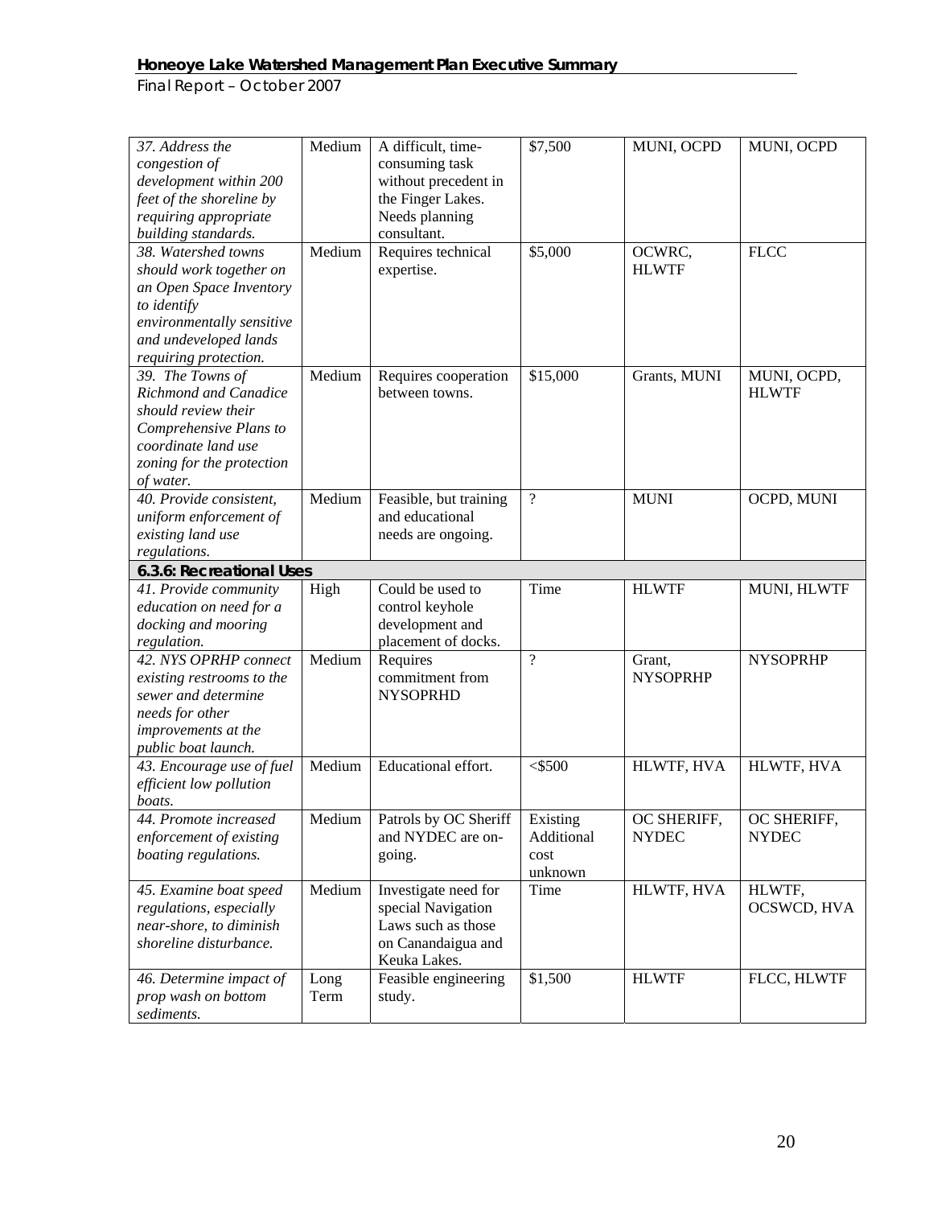| *37. Address the congestion of development within 200 feet of the shoreline by requiring appropriate building standards.* | Medium | A difficult, time-consuming task without precedent in the Finger Lakes. Needs planning consultant. | $7,500 | MUNI, OCPD | MUNI, OCPD |
|---|---|---|---|---|---|
| *38. Watershed towns should work together on an Open Space Inventory to identify environmentally sensitive and undeveloped lands requiring protection.* | Medium | Requires technical expertise. | $5,000 | OCWRC, HLWTF | FLCC |
| *39. The Towns of Richmond and Canadice should review their Comprehensive Plans to coordinate land use zoning for the protection of water.* | Medium | Requires cooperation between towns. | $15,000 | Grants, MUNI | MUNI, OCPD, HLWTF |
| *40. Provide consistent, uniform enforcement of existing land use regulations.* | Medium | Feasible, but training and educational needs are ongoing. | ? | MUNI | OCPD, MUNI |
| **6.3.6: Recreational Uses** | | | | | |
| *41. Provide community education on need for a docking and mooring regulation.* | High | Could be used to control keyhole development and placement of docks. | Time | HLWTF | MUNI, HLWTF |
| *42. NYS OPRHP connect existing restrooms to the sewer and determine needs for other improvements at the public boat launch.* | Medium | Requires commitment from NYSOPRHD | ? | Grant, NYSOPRHP | NYSOPRHP |
| *43. Encourage use of fuel efficient low pollution boats.* | Medium | Educational effort. | <$500 | HLWTF, HVA | HLWTF, HVA |
| *44. Promote increased enforcement of existing boating regulations.* | Medium | Patrols by OC Sheriff and NYDEC are on-going. | Existing Additional cost unknown | OC SHERIFF, NYDEC | OC SHERIFF, NYDEC |
| *45. Examine boat speed regulations, especially near-shore, to diminish shoreline disturbance.* | Medium | Investigate need for special Navigation Laws such as those on Canandaigua and Keuka Lakes. | Time | HLWTF, HVA | HLWTF, OCSWCD, HVA |
| *46. Determine impact of prop wash on bottom sediments.* | Long Term | Feasible engineering study. | $1,500 | HLWTF | FLCC, HLWTF |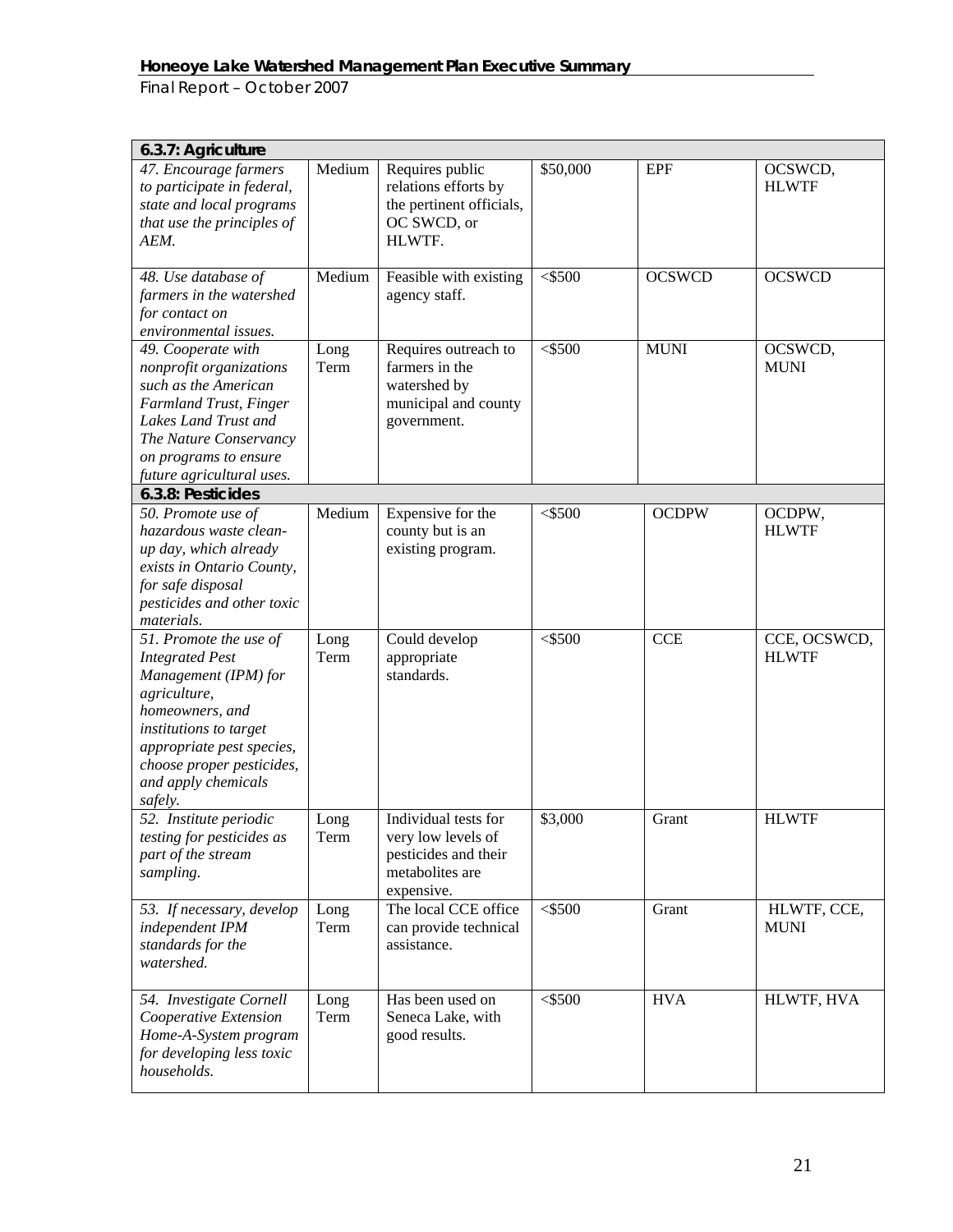| **6.3.7: Agriculture** | | | | | |
|---|---|---|---|---|---|
| *47. Encourage farmers to participate in federal, state and local programs that use the principles of AEM.* | Medium | Requires public relations efforts by the pertinent officials, OC SWCD, or HLWTF. | $50,000 | EPF | OCSWCD, HLWTF |
| *48. Use database of farmers in the watershed for contact on environmental issues.* | Medium | Feasible with existing agency staff. | <$500 | OCSWCD | OCSWCD |
| *49. Cooperate with nonprofit organizations such as the American Farmland Trust, Finger Lakes Land Trust and The Nature Conservancy on programs to ensure future agricultural uses.* | Long Term | Requires outreach to farmers in the watershed by municipal and county government. | <$500 | MUNI | OCSWCD, MUNI |
| **6.3.8: Pesticides** | | | | | |
| *50. Promote use of hazardous waste clean-up day, which already exists in Ontario County, for safe disposal pesticides and other toxic materials.* | Medium | Expensive for the county but is an existing program. | <$500 | OCDPW | OCDPW, HLWTF |
| *51. Promote the use of Integrated Pest Management (IPM) for agriculture, homeowners, and institutions to target appropriate pest species, choose proper pesticides, and apply chemicals safely.* | Long Term | Could develop appropriate standards. | <$500 | CCE | CCE, OCSWCD, HLWTF |
| *52. Institute periodic testing for pesticides as part of the stream sampling.* | Long Term | Individual tests for very low levels of pesticides and their metabolites are expensive. | $3,000 | Grant | HLWTF |
| *53. If necessary, develop independent IPM standards for the watershed.* | Long Term | The local CCE office can provide technical assistance. | <$500 | Grant | HLWTF, CCE, MUNI |
| *54. Investigate Cornell Cooperative Extension Home-A-System program for developing less toxic households.* | Long Term | Has been used on Seneca Lake, with good results. | <$500 | HVA | HLWTF, HVA |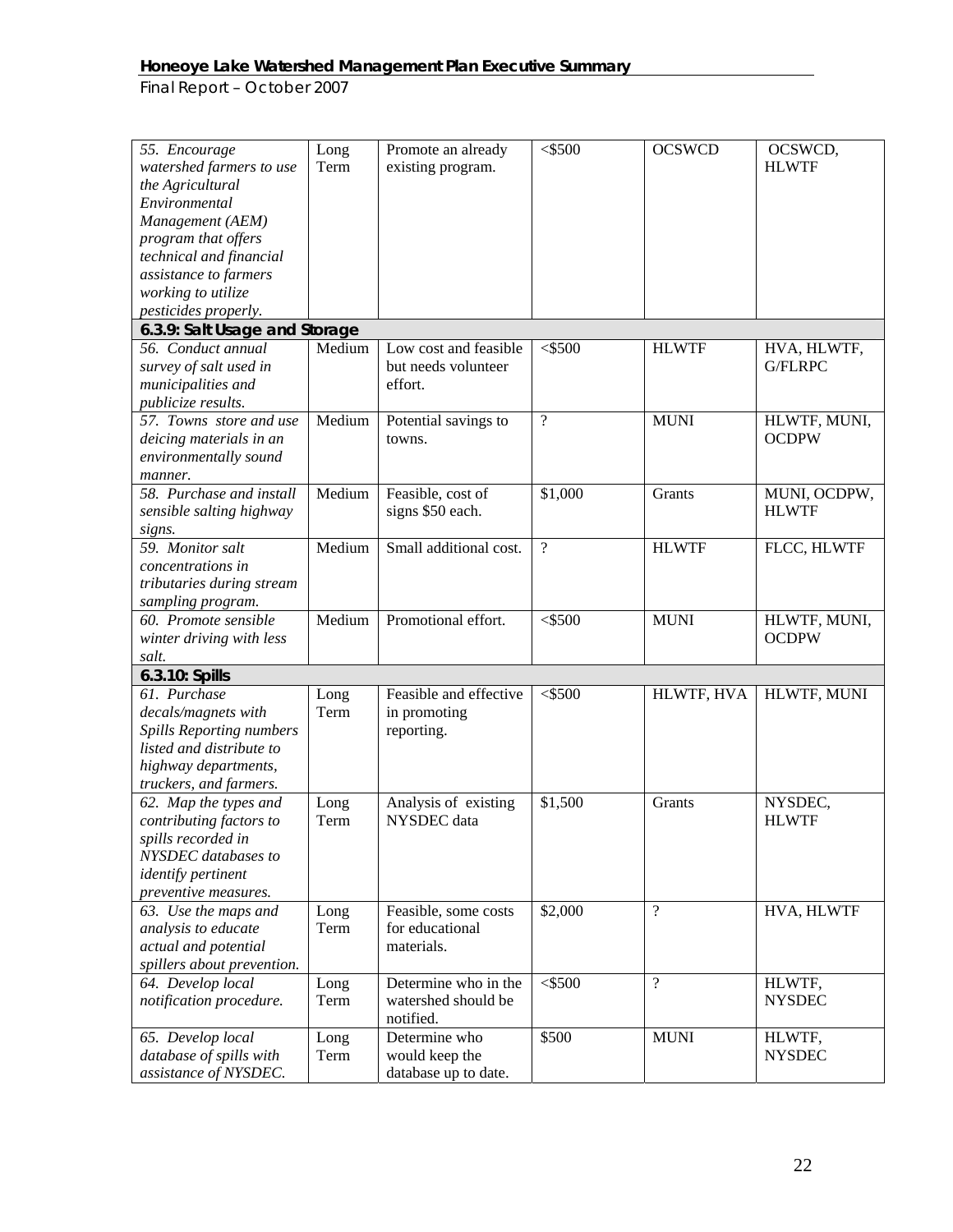| | | | | | |
|---|---|---|---|---|---|
| *55. Encourage watershed farmers to use the Agricultural Environmental Management (AEM) program that offers technical and financial assistance to farmers working to utilize pesticides properly.* | Long Term | Promote an already existing program. | <$500 | OCSWCD | OCSWCD, HLWTF |
| **6.3.9: Salt Usage and Storage** | | | | | |
| *56. Conduct annual survey of salt used in municipalities and publicize results.* | Medium | Low cost and feasible but needs volunteer effort. | <$500 | HLWTF | HVA, HLWTF, G/FLRPC |
| *57. Towns store and use deicing materials in an environmentally sound manner.* | Medium | Potential savings to towns. | ? | MUNI | HLWTF, MUNI, OCDPW |
| *58. Purchase and install sensible salting highway signs.* | Medium | Feasible, cost of signs $50 each. | $1,000 | Grants | MUNI, OCDPW, HLWTF |
| *59. Monitor salt concentrations in tributaries during stream sampling program.* | Medium | Small additional cost. | ? | HLWTF | FLCC, HLWTF |
| *60. Promote sensible winter driving with less salt.* | Medium | Promotional effort. | <$500 | MUNI | HLWTF, MUNI, OCDPW |
| **6.3.10: Spills** | | | | | |
| *61. Purchase decals/magnets with Spills Reporting numbers listed and distribute to highway departments, truckers, and farmers.* | Long Term | Feasible and effective in promoting reporting. | <$500 | HLWTF, HVA | HLWTF, MUNI |
| *62. Map the types and contributing factors to spills recorded in NYSDEC databases to identify pertinent preventive measures.* | Long Term | Analysis of existing NYSDEC data | $1,500 | Grants | NYSDEC, HLWTF |
| *63. Use the maps and analysis to educate actual and potential spillers about prevention.* | Long Term | Feasible, some costs for educational materials. | $2,000 | ? | HVA, HLWTF |
| *64. Develop local notification procedure.* | Long Term | Determine who in the watershed should be notified. | <$500 | ? | HLWTF, NYSDEC |
| *65. Develop local database of spills with assistance of NYSDEC.* | Long Term | Determine who would keep the database up to date. | $500 | MUNI | HLWTF, NYSDEC |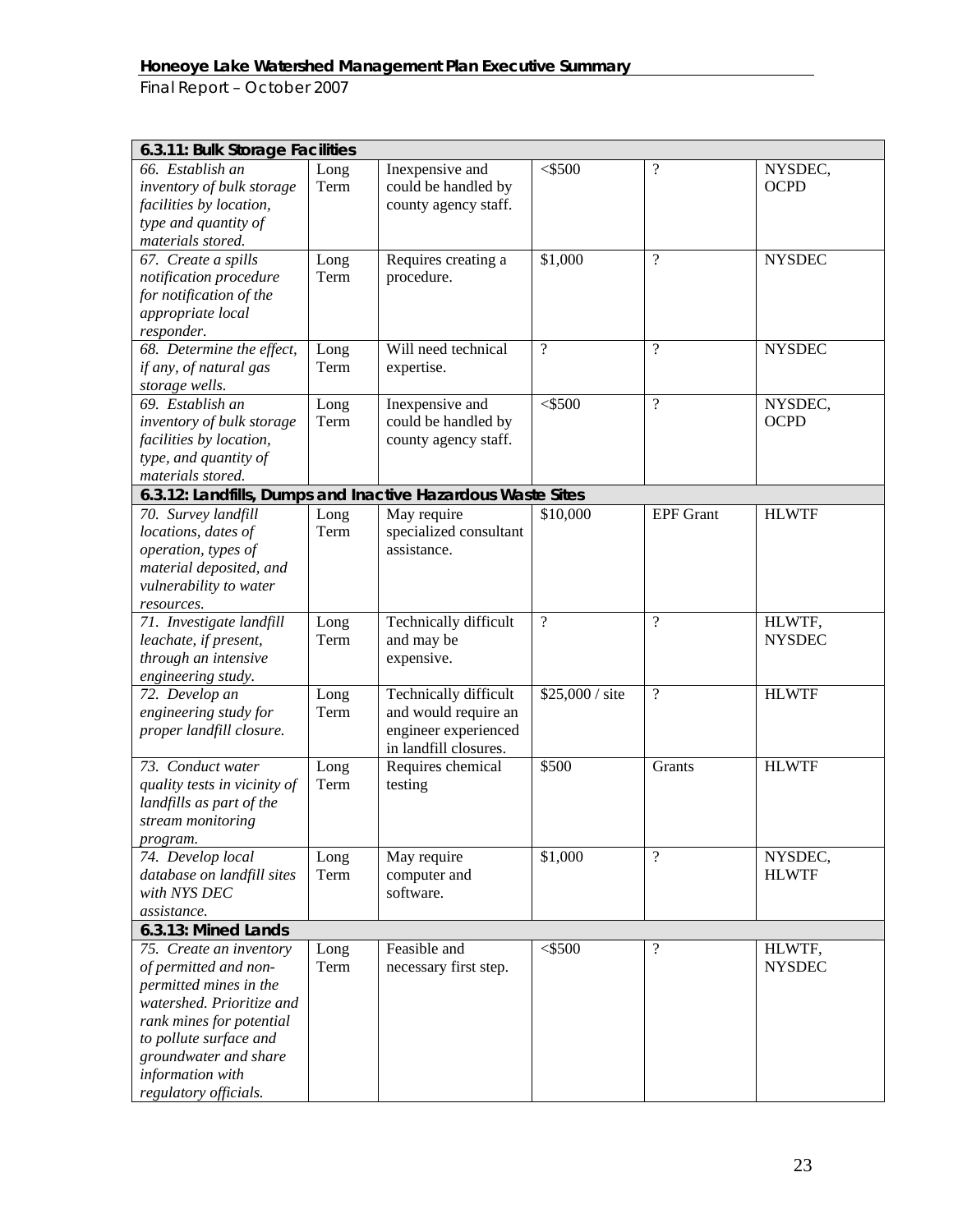| 6.3.11: Bulk Storage Facilities | | | | | |
|---|---|---|---|---|---|
| *66. Establish an inventory of bulk storage facilities by location, type and quantity of materials stored.* | Long Term | Inexpensive and could be handled by county agency staff. | <$500 | ? | NYSDEC, OCPD |
| *67. Create a spills notification procedure for notification of the appropriate local responder.* | Long Term | Requires creating a procedure. | $1,000 | ? | NYSDEC |
| *68. Determine the effect, if any, of natural gas storage wells.* | Long Term | Will need technical expertise. | ? | ? | NYSDEC |
| *69. Establish an inventory of bulk storage facilities by location, type, and quantity of materials stored.* | Long Term | Inexpensive and could be handled by county agency staff. | <$500 | ? | NYSDEC, OCPD |
| **6.3.12: Landfills, Dumps and Inactive Hazardous Waste Sites** | | | | | |
| *70. Survey landfill locations, dates of operation, types of material deposited, and vulnerability to water resources.* | Long Term | May require specialized consultant assistance. | $10,000 | EPF Grant | HLWTF |
| *71. Investigate landfill leachate, if present, through an intensive engineering study.* | Long Term | Technically difficult and may be expensive. | ? | ? | HLWTF, NYSDEC |
| *72. Develop an engineering study for proper landfill closure.* | Long Term | Technically difficult and would require an engineer experienced in landfill closures. | $25,000 / site | ? | HLWTF |
| *73. Conduct water quality tests in vicinity of landfills as part of the stream monitoring program.* | Long Term | Requires chemical testing | $500 | Grants | HLWTF |
| *74. Develop local database on landfill sites with NYS DEC assistance.* | Long Term | May require computer and software. | $1,000 | ? | NYSDEC, HLWTF |
| **6.3.13: Mined Lands** | | | | | |
| *75. Create an inventory of permitted and non-permitted mines in the watershed. Prioritize and rank mines for potential to pollute surface and groundwater and share information with regulatory officials.* | Long Term | Feasible and necessary first step. | <$500 | ? | HLWTF, NYSDEC |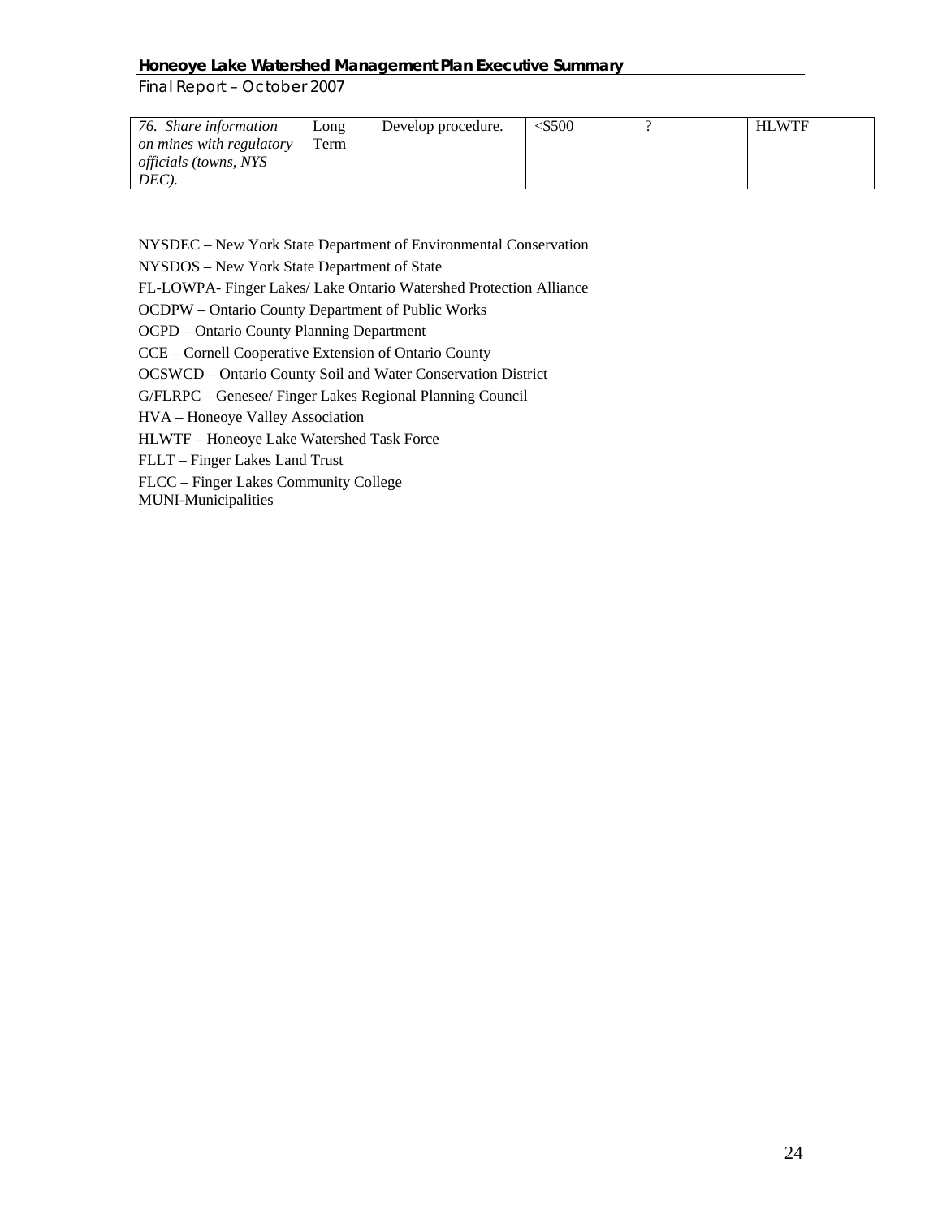| *76. Share information on mines with regulatory officials (towns, NYS DEC).* | Long Term | Develop procedure. | <$500 | ? | HLWTF |
|---|---|---|---|---|---|

NYSDEC – New York State Department of Environmental Conservation

NYSDOS – New York State Department of State

FL-LOWPA- Finger Lakes/ Lake Ontario Watershed Protection Alliance

OCDPW – Ontario County Department of Public Works

OCPD – Ontario County Planning Department

CCE – Cornell Cooperative Extension of Ontario County

OCSWCD – Ontario County Soil and Water Conservation District

G/FLRPC – Genesee/ Finger Lakes Regional Planning Council

HVA – Honeoye Valley Association

HLWTF – Honeoye Lake Watershed Task Force

FLLT – Finger Lakes Land Trust

FLCC – Finger Lakes Community College

MUNI-Municipalities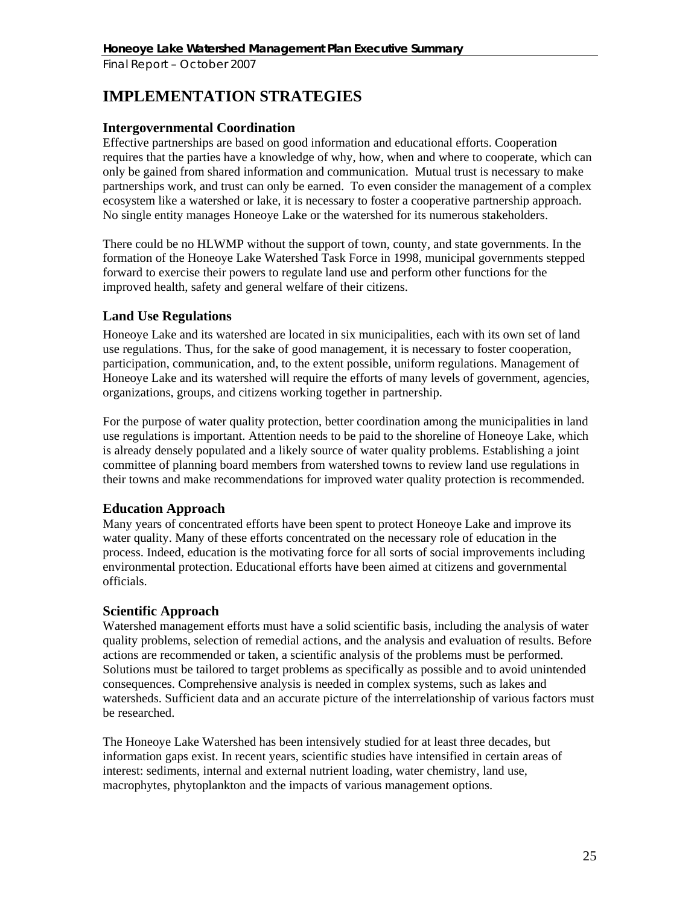# IMPLEMENTATION STRATEGIES

## Intergovernmental Coordination

Effective partnerships are based on good information and educational efforts. Cooperation requires that the parties have a knowledge of why, how, when and where to cooperate, which can only be gained from shared information and communication. Mutual trust is necessary to make partnerships work, and trust can only be earned. To even consider the management of a complex ecosystem like a watershed or lake, it is necessary to foster a cooperative partnership approach. No single entity manages Honeoye Lake or the watershed for its numerous stakeholders.

There could be no HLWMP without the support of town, county, and state governments. In the formation of the Honeoye Lake Watershed Task Force in 1998, municipal governments stepped forward to exercise their powers to regulate land use and perform other functions for the improved health, safety and general welfare of their citizens.

## Land Use Regulations

Honeoye Lake and its watershed are located in six municipalities, each with its own set of land use regulations. Thus, for the sake of good management, it is necessary to foster cooperation, participation, communication, and, to the extent possible, uniform regulations. Management of Honeoye Lake and its watershed will require the efforts of many levels of government, agencies, organizations, groups, and citizens working together in partnership.

For the purpose of water quality protection, better coordination among the municipalities in land use regulations is important. Attention needs to be paid to the shoreline of Honeoye Lake, which is already densely populated and a likely source of water quality problems. Establishing a joint committee of planning board members from watershed towns to review land use regulations in their towns and make recommendations for improved water quality protection is recommended.

## Education Approach

Many years of concentrated efforts have been spent to protect Honeoye Lake and improve its water quality. Many of these efforts concentrated on the necessary role of education in the process. Indeed, education is the motivating force for all sorts of social improvements including environmental protection. Educational efforts have been aimed at citizens and governmental officials.

## Scientific Approach

Watershed management efforts must have a solid scientific basis, including the analysis of water quality problems, selection of remedial actions, and the analysis and evaluation of results. Before actions are recommended or taken, a scientific analysis of the problems must be performed. Solutions must be tailored to target problems as specifically as possible and to avoid unintended consequences. Comprehensive analysis is needed in complex systems, such as lakes and watersheds. Sufficient data and an accurate picture of the interrelationship of various factors must be researched.

The Honeoye Lake Watershed has been intensively studied for at least three decades, but information gaps exist. In recent years, scientific studies have intensified in certain areas of interest: sediments, internal and external nutrient loading, water chemistry, land use, macrophytes, phytoplankton and the impacts of various management options.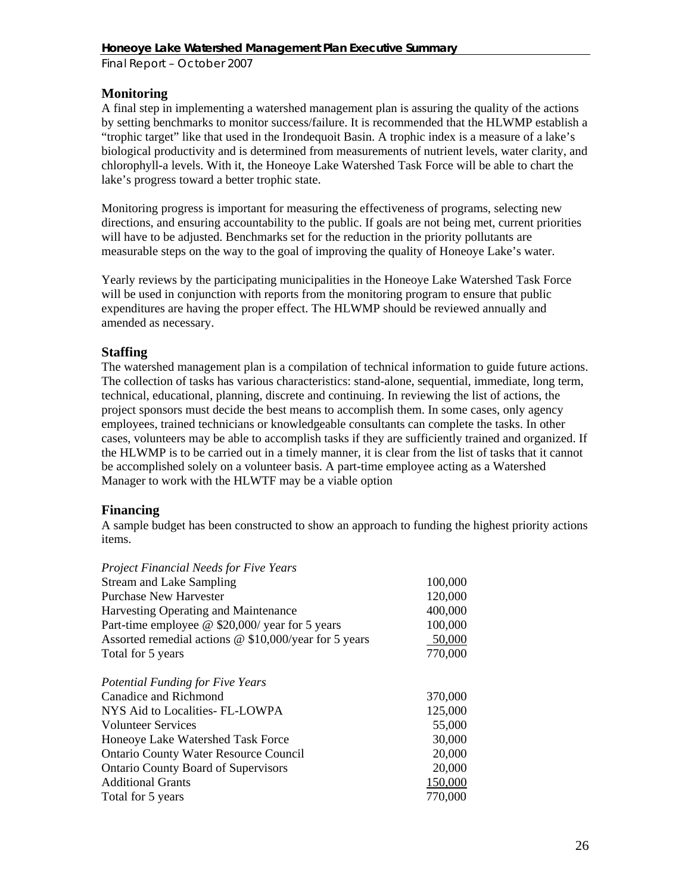## Monitoring

A final step in implementing a watershed management plan is assuring the quality of the actions by setting benchmarks to monitor success/failure. It is recommended that the HLWMP establish a "trophic target" like that used in the Irondequoit Basin. A trophic index is a measure of a lake's biological productivity and is determined from measurements of nutrient levels, water clarity, and chlorophyll-a levels. With it, the Honeoye Lake Watershed Task Force will be able to chart the lake's progress toward a better trophic state.

Monitoring progress is important for measuring the effectiveness of programs, selecting new directions, and ensuring accountability to the public. If goals are not being met, current priorities will have to be adjusted. Benchmarks set for the reduction in the priority pollutants are measurable steps on the way to the goal of improving the quality of Honeoye Lake's water.

Yearly reviews by the participating municipalities in the Honeoye Lake Watershed Task Force will be used in conjunction with reports from the monitoring program to ensure that public expenditures are having the proper effect. The HLWMP should be reviewed annually and amended as necessary.

## Staffing

The watershed management plan is a compilation of technical information to guide future actions. The collection of tasks has various characteristics: stand-alone, sequential, immediate, long term, technical, educational, planning, discrete and continuing. In reviewing the list of actions, the project sponsors must decide the best means to accomplish them. In some cases, only agency employees, trained technicians or knowledgeable consultants can complete the tasks. In other cases, volunteers may be able to accomplish tasks if they are sufficiently trained and organized. If the HLWMP is to be carried out in a timely manner, it is clear from the list of tasks that it cannot be accomplished solely on a volunteer basis. A part-time employee acting as a Watershed Manager to work with the HLWTF may be a viable option

## Financing

A sample budget has been constructed to show an approach to funding the highest priority actions items.

| *Project Financial Needs for Five Years* | |
|---|---|
| Stream and Lake Sampling | 100,000 |
| Purchase New Harvester | 120,000 |
| Harvesting Operating and Maintenance | 400,000 |
| Part-time employee @ $20,000/ year for 5 years | 100,000 |
| Assorted remedial actions @ $10,000/year for 5 years | 50,000 |
| Total for 5 years | 770,000 |

| *Potential Funding for Five Years* | |
|---|---|
| Canadice and Richmond | 370,000 |
| NYS Aid to Localities- FL-LOWPA | 125,000 |
| Volunteer Services | 55,000 |
| Honeoye Lake Watershed Task Force | 30,000 |
| Ontario County Water Resource Council | 20,000 |
| Ontario County Board of Supervisors | 20,000 |
| Additional Grants | 150,000 |
| Total for 5 years | 770,000 |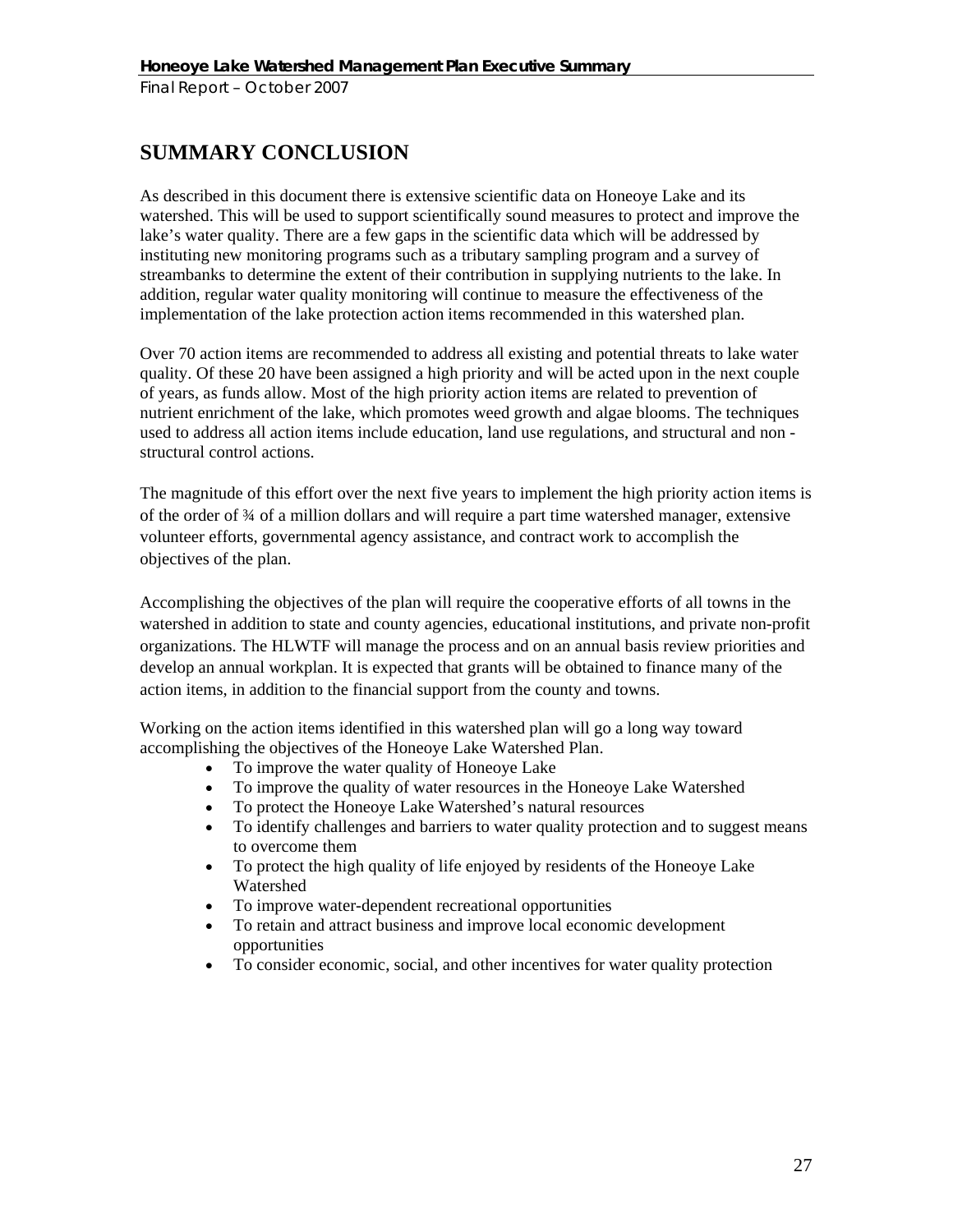# SUMMARY CONCLUSION

As described in this document there is extensive scientific data on Honeoye Lake and its watershed. This will be used to support scientifically sound measures to protect and improve the lake's water quality. There are a few gaps in the scientific data which will be addressed by instituting new monitoring programs such as a tributary sampling program and a survey of streambanks to determine the extent of their contribution in supplying nutrients to the lake. In addition, regular water quality monitoring will continue to measure the effectiveness of the implementation of the lake protection action items recommended in this watershed plan.

Over 70 action items are recommended to address all existing and potential threats to lake water quality. Of these 20 have been assigned a high priority and will be acted upon in the next couple of years, as funds allow. Most of the high priority action items are related to prevention of nutrient enrichment of the lake, which promotes weed growth and algae blooms. The techniques used to address all action items include education, land use regulations, and structural and non - structural control actions.

The magnitude of this effort over the next five years to implement the high priority action items is of the order of ¾ of a million dollars and will require a part time watershed manager, extensive volunteer efforts, governmental agency assistance, and contract work to accomplish the objectives of the plan.

Accomplishing the objectives of the plan will require the cooperative efforts of all towns in the watershed in addition to state and county agencies, educational institutions, and private non-profit organizations. The HLWTF will manage the process and on an annual basis review priorities and develop an annual workplan. It is expected that grants will be obtained to finance many of the action items, in addition to the financial support from the county and towns.

Working on the action items identified in this watershed plan will go a long way toward accomplishing the objectives of the Honeoye Lake Watershed Plan.

- To improve the water quality of Honeoye Lake
- To improve the quality of water resources in the Honeoye Lake Watershed
- To protect the Honeoye Lake Watershed's natural resources
- To identify challenges and barriers to water quality protection and to suggest means to overcome them
- To protect the high quality of life enjoyed by residents of the Honeoye Lake Watershed
- To improve water-dependent recreational opportunities
- To retain and attract business and improve local economic development opportunities
- To consider economic, social, and other incentives for water quality protection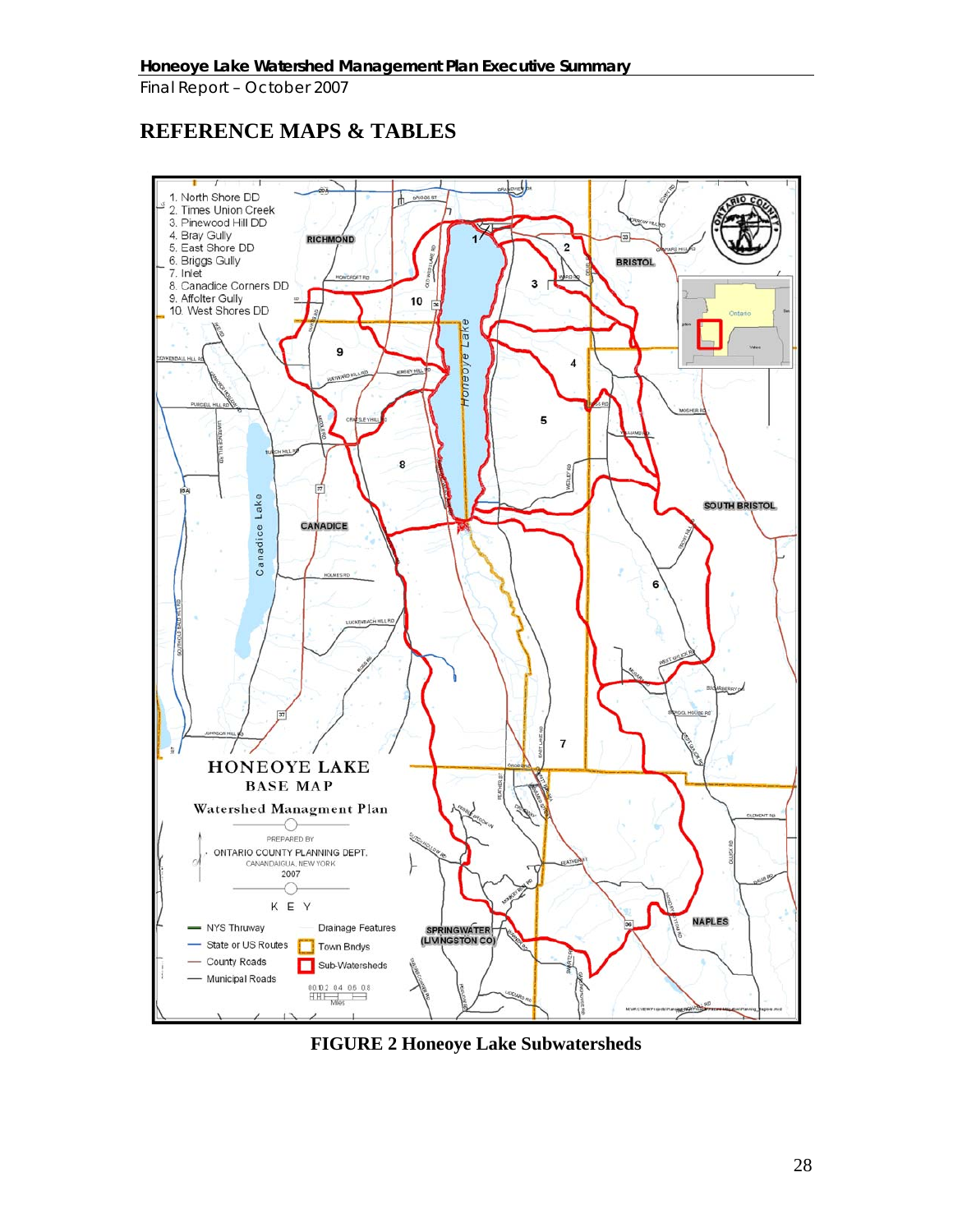## REFERENCE MAPS & TABLES

1. North Shore DD
2. Times Union Creek
3. Pinewood Hill DD
4. Bray Gully
5. East Shore DD
6. Briggs Gully
7. Inlet
8. Canadice Corners DD
9. Affolter Gully
10. West Shores DD

**HONEOYE LAKE BASE MAP**

Watershed Managment Plan

PREPARED BY ONTARIO COUNTY PLANNING DEPT. CANANDAIGUA, NEW YORK 2007

KEY

- NYS Thruway
- State or US Routes
- County Roads
- Municipal Roads
- Drainage Features
- Town Bndys
- Sub-Watersheds

**FIGURE 2 Honeoye Lake Subwatersheds**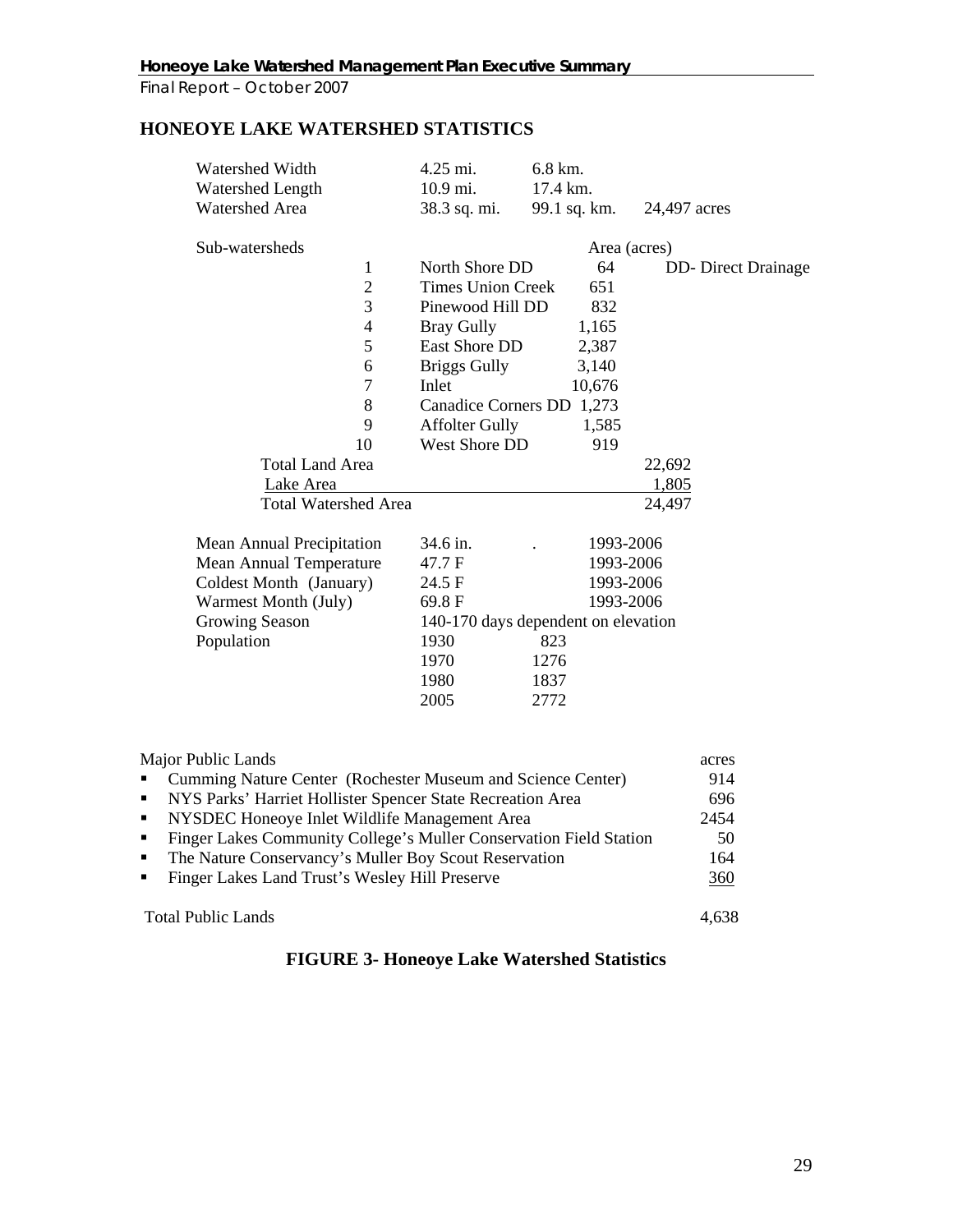## HONEOYE LAKE WATERSHED STATISTICS

| | | | |
|---|---|---|---|
| Watershed Width | 4.25 mi. | 6.8 km. | |
| Watershed Length | 10.9 mi. | 17.4 km. | |
| Watershed Area | 38.3 sq. mi. | 99.1 sq. km. | 24,497 acres |

| Sub-watersheds | | Area (acres) | |
|---|---|---|---|
| 1 | North Shore DD | 64 | DD- Direct Drainage |
| 2 | Times Union Creek | 651 | |
| 3 | Pinewood Hill DD | 832 | |
| 4 | Bray Gully | 1,165 | |
| 5 | East Shore DD | 2,387 | |
| 6 | Briggs Gully | 3,140 | |
| 7 | Inlet | 10,676 | |
| 8 | Canadice Corners DD | 1,273 | |
| 9 | Affolter Gully | 1,585 | |
| 10 | West Shore DD | 919 | |
| Total Land Area | | | 22,692 |
| Lake Area | | | 1,805 |
| Total Watershed Area | | | 24,497 |

| | | | |
|---|---|---|---|
| Mean Annual Precipitation | 34.6 in. | . | 1993-2006 |
| Mean Annual Temperature | 47.7 F | | 1993-2006 |
| Coldest Month (January) | 24.5 F | | 1993-2006 |
| Warmest Month (July) | 69.8 F | | 1993-2006 |
| Growing Season | 140-170 days dependent on elevation | | |
| Population | 1930 | 823 | |
| | 1970 | 1276 | |
| | 1980 | 1837 | |
| | 2005 | 2772 | |

| Major Public Lands | acres |
|---|---|
| ▪ Cumming Nature Center (Rochester Museum and Science Center) | 914 |
| ▪ NYS Parks' Harriet Hollister Spencer State Recreation Area | 696 |
| ▪ NYSDEC Honeoye Inlet Wildlife Management Area | 2454 |
| ▪ Finger Lakes Community College's Muller Conservation Field Station | 50 |
| ▪ The Nature Conservancy's Muller Boy Scout Reservation | 164 |
| ▪ Finger Lakes Land Trust's Wesley Hill Preserve | 360 |
| Total Public Lands | 4,638 |

**FIGURE 3- Honeoye Lake Watershed Statistics**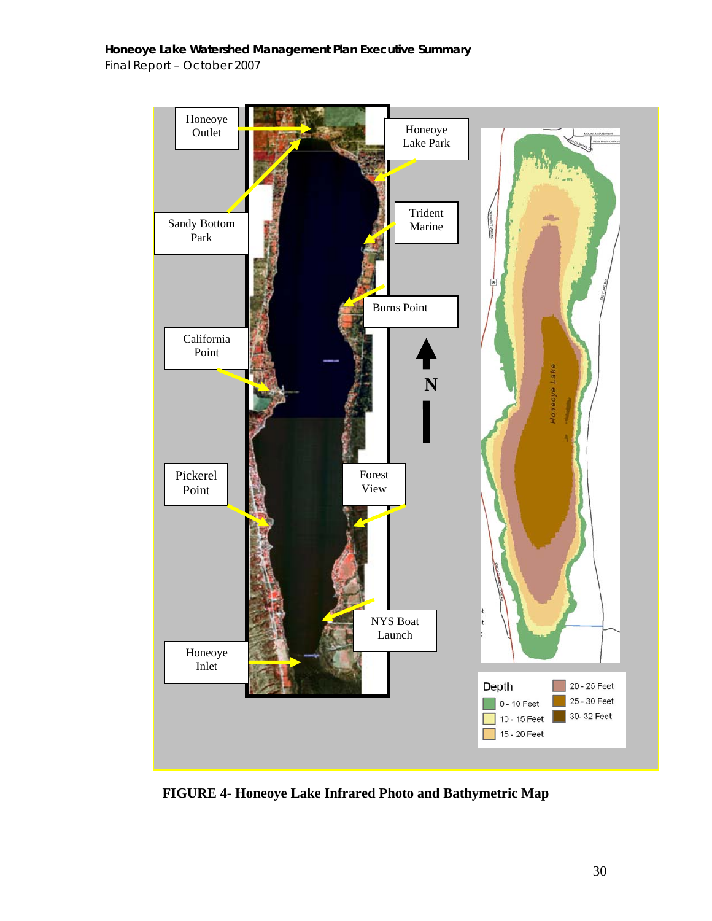**FIGURE 4- Honeoye Lake Infrared Photo and Bathymetric Map**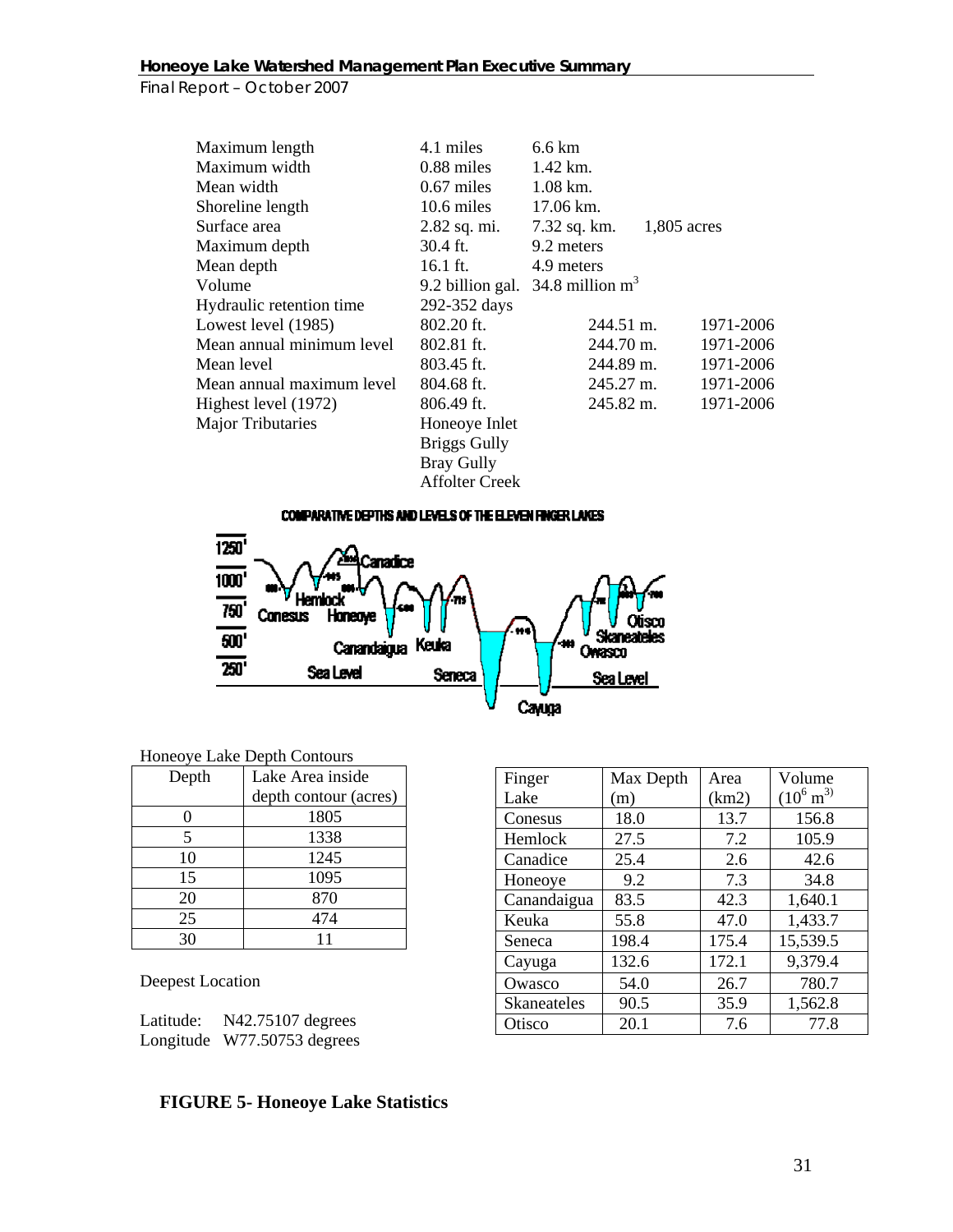| | | | |
|---|---|---|---|
| Maximum length | 4.1 miles | 6.6 km | |
| Maximum width | 0.88 miles | 1.42 km. | |
| Mean width | 0.67 miles | 1.08 km. | |
| Shoreline length | 10.6 miles | 17.06 km. | |
| Surface area | 2.82 sq. mi. | 7.32 sq. km. | 1,805 acres |
| Maximum depth | 30.4 ft. | 9.2 meters | |
| Mean depth | 16.1 ft. | 4.9 meters | |
| Volume | 9.2 billion gal. | 34.8 million $m^3$ | |
| Hydraulic retention time | 292-352 days | | |
| Lowest level (1985) | 802.20 ft. | 244.51 m. | 1971-2006 |
| Mean annual minimum level | 802.81 ft. | 244.70 m. | 1971-2006 |
| Mean level | 803.45 ft. | 244.89 m. | 1971-2006 |
| Mean annual maximum level | 804.68 ft. | 245.27 m. | 1971-2006 |
| Highest level (1972) | 806.49 ft. | 245.82 m. | 1971-2006 |
| Major Tributaries | Honeoye Inlet | | |
| | Briggs Gully | | |
| | Bray Gully | | |
| | Affolter Creek | | |

COMPARATIVE DEPTHS AND LEVELS OF THE ELEVEN FINGER LAKES

1250'
1000'
750'
500'
250'
Sea Level
Canadice
Hemlock
Conesus
Honeoye
Canandaigua
Keuka
Seneca
Cayuga
Owasco
Skaneateles
Otisco
Sea Level

Honeoye Lake Depth Contours

| Depth | Lake Area inside depth contour (acres) |
|---|---|
| 0 | 1805 |
| 5 | 1338 |
| 10 | 1245 |
| 15 | 1095 |
| 20 | 870 |
| 25 | 474 |
| 30 | 11 |

Deepest Location

Latitude: N42.75107 degrees
Longitude W77.50753 degrees

| Finger Lake | Max Depth (m) | Area (km2) | Volume ($10^6$ $m^3$) |
|---|---|---|---|
| Conesus | 18.0 | 13.7 | 156.8 |
| Hemlock | 27.5 | 7.2 | 105.9 |
| Canadice | 25.4 | 2.6 | 42.6 |
| Honeoye | 9.2 | 7.3 | 34.8 |
| Canandaigua | 83.5 | 42.3 | 1,640.1 |
| Keuka | 55.8 | 47.0 | 1,433.7 |
| Seneca | 198.4 | 175.4 | 15,539.5 |
| Cayuga | 132.6 | 172.1 | 9,379.4 |
| Owasco | 54.0 | 26.7 | 780.7 |
| Skaneateles | 90.5 | 35.9 | 1,562.8 |
| Otisco | 20.1 | 7.6 | 77.8 |

**FIGURE 5- Honeoye Lake Statistics**